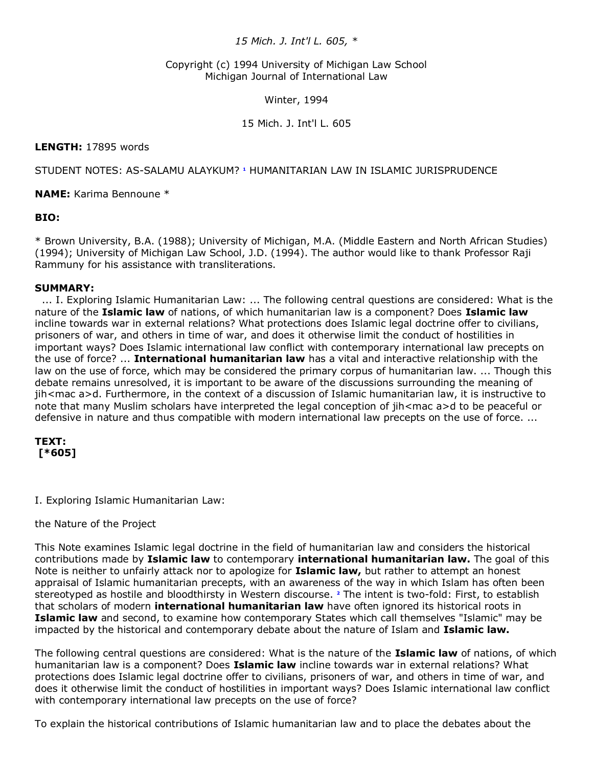*15 Mich. J. Int'l L. 605, **

Copyright (c) 1994 University of Michigan Law School
Michigan Journal of International Law

Winter, 1994

15 Mich. J. Int'l L. 605

**LENGTH:** 17895 words

STUDENT NOTES: AS-SALAMU ALAYKUM? [1] HUMANITARIAN LAW IN ISLAMIC JURISPRUDENCE

**NAME:** Karima Bennoune *

**BIO:**

* Brown University, B.A. (1988); University of Michigan, M.A. (Middle Eastern and North African Studies) (1994); University of Michigan Law School, J.D. (1994). The author would like to thank Professor Raji Rammuny for his assistance with transliterations.

**SUMMARY:**
... I. Exploring Islamic Humanitarian Law: ... The following central questions are considered: What is the nature of the **Islamic law** of nations, of which humanitarian law is a component? Does **Islamic law** incline towards war in external relations? What protections does Islamic legal doctrine offer to civilians, prisoners of war, and others in time of war, and does it otherwise limit the conduct of hostilities in important ways? Does Islamic international law conflict with contemporary international law precepts on the use of force? ... **International humanitarian law** has a vital and interactive relationship with the law on the use of force, which may be considered the primary corpus of humanitarian law. ... Though this debate remains unresolved, it is important to be aware of the discussions surrounding the meaning of jih<mac a>d. Furthermore, in the context of a discussion of Islamic humanitarian law, it is instructive to note that many Muslim scholars have interpreted the legal conception of jih<mac a>d to be peaceful or defensive in nature and thus compatible with modern international law precepts on the use of force. ...

**TEXT:**
**[*605]**

I. Exploring Islamic Humanitarian Law:

the Nature of the Project

This Note examines Islamic legal doctrine in the field of humanitarian law and considers the historical contributions made by **Islamic law** to contemporary **international humanitarian law.** The goal of this Note is neither to unfairly attack nor to apologize for **Islamic law,** but rather to attempt an honest appraisal of Islamic humanitarian precepts, with an awareness of the way in which Islam has often been stereotyped as hostile and bloodthirsty in Western discourse. [2] The intent is two-fold: First, to establish that scholars of modern **international humanitarian law** have often ignored its historical roots in **Islamic law** and second, to examine how contemporary States which call themselves "Islamic" may be impacted by the historical and contemporary debate about the nature of Islam and **Islamic law.**

The following central questions are considered: What is the nature of the **Islamic law** of nations, of which humanitarian law is a component? Does **Islamic law** incline towards war in external relations? What protections does Islamic legal doctrine offer to civilians, prisoners of war, and others in time of war, and does it otherwise limit the conduct of hostilities in important ways? Does Islamic international law conflict with contemporary international law precepts on the use of force?

To explain the historical contributions of Islamic humanitarian law and to place the debates about the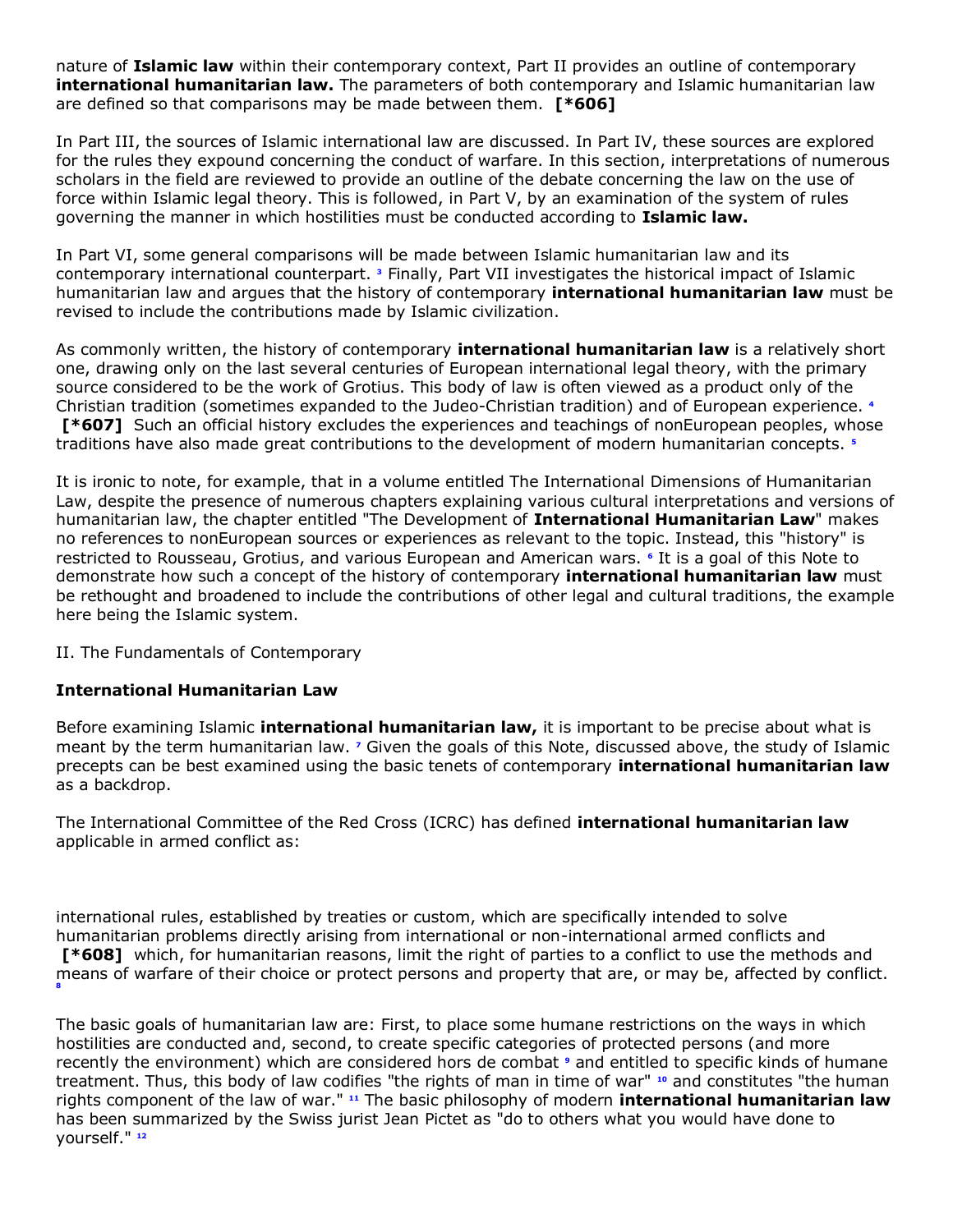nature of **Islamic law** within their contemporary context, Part II provides an outline of contemporary **international humanitarian law.** The parameters of both contemporary and Islamic humanitarian law are defined so that comparisons may be made between them. **[*606]**

In Part III, the sources of Islamic international law are discussed. In Part IV, these sources are explored for the rules they expound concerning the conduct of warfare. In this section, interpretations of numerous scholars in the field are reviewed to provide an outline of the debate concerning the law on the use of force within Islamic legal theory. This is followed, in Part V, by an examination of the system of rules governing the manner in which hostilities must be conducted according to **Islamic law.**

In Part VI, some general comparisons will be made between Islamic humanitarian law and its contemporary international counterpart. [3] Finally, Part VII investigates the historical impact of Islamic humanitarian law and argues that the history of contemporary **international humanitarian law** must be revised to include the contributions made by Islamic civilization.

As commonly written, the history of contemporary **international humanitarian law** is a relatively short one, drawing only on the last several centuries of European international legal theory, with the primary source considered to be the work of Grotius. This body of law is often viewed as a product only of the Christian tradition (sometimes expanded to the Judeo-Christian tradition) and of European experience. [4] **[*607]** Such an official history excludes the experiences and teachings of nonEuropean peoples, whose traditions have also made great contributions to the development of modern humanitarian concepts. [5]

It is ironic to note, for example, that in a volume entitled The International Dimensions of Humanitarian Law, despite the presence of numerous chapters explaining various cultural interpretations and versions of humanitarian law, the chapter entitled "The Development of **International Humanitarian Law**" makes no references to nonEuropean sources or experiences as relevant to the topic. Instead, this "history" is restricted to Rousseau, Grotius, and various European and American wars. [6] It is a goal of this Note to demonstrate how such a concept of the history of contemporary **international humanitarian law** must be rethought and broadened to include the contributions of other legal and cultural traditions, the example here being the Islamic system.

## II. The Fundamentals of Contemporary **International Humanitarian Law**

Before examining Islamic **international humanitarian law,** it is important to be precise about what is meant by the term humanitarian law. [7] Given the goals of this Note, discussed above, the study of Islamic precepts can be best examined using the basic tenets of contemporary **international humanitarian law** as a backdrop.

The International Committee of the Red Cross (ICRC) has defined **international humanitarian law** applicable in armed conflict as:

> international rules, established by treaties or custom, which are specifically intended to solve humanitarian problems directly arising from international or non-international armed conflicts and **[*608]** which, for humanitarian reasons, limit the right of parties to a conflict to use the methods and means of warfare of their choice or protect persons and property that are, or may be, affected by conflict. [8]

The basic goals of humanitarian law are: First, to place some humane restrictions on the ways in which hostilities are conducted and, second, to create specific categories of protected persons (and more recently the environment) which are considered hors de combat [9] and entitled to specific kinds of humane treatment. Thus, this body of law codifies "the rights of man in time of war" [10] and constitutes "the human rights component of the law of war." [11] The basic philosophy of modern **international humanitarian law** has been summarized by the Swiss jurist Jean Pictet as "do to others what you would have done to yourself." [12]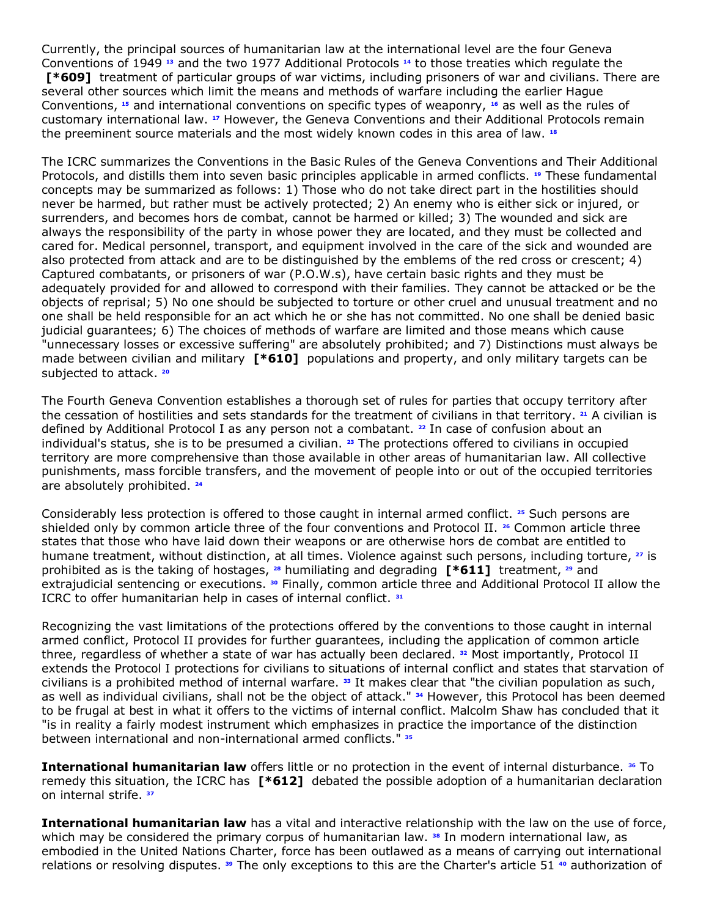Currently, the principal sources of humanitarian law at the international level are the four Geneva Conventions of 1949 [13] and the two 1977 Additional Protocols [14] to those treaties which regulate the **[*609]** treatment of particular groups of war victims, including prisoners of war and civilians. There are several other sources which limit the means and methods of warfare including the earlier Hague Conventions, [15] and international conventions on specific types of weaponry, [16] as well as the rules of customary international law. [17] However, the Geneva Conventions and their Additional Protocols remain the preeminent source materials and the most widely known codes in this area of law. [18]

The ICRC summarizes the Conventions in the Basic Rules of the Geneva Conventions and Their Additional Protocols, and distills them into seven basic principles applicable in armed conflicts. [19] These fundamental concepts may be summarized as follows: 1) Those who do not take direct part in the hostilities should never be harmed, but rather must be actively protected; 2) An enemy who is either sick or injured, or surrenders, and becomes hors de combat, cannot be harmed or killed; 3) The wounded and sick are always the responsibility of the party in whose power they are located, and they must be collected and cared for. Medical personnel, transport, and equipment involved in the care of the sick and wounded are also protected from attack and are to be distinguished by the emblems of the red cross or crescent; 4) Captured combatants, or prisoners of war (P.O.W.s), have certain basic rights and they must be adequately provided for and allowed to correspond with their families. They cannot be attacked or be the objects of reprisal; 5) No one should be subjected to torture or other cruel and unusual treatment and no one shall be held responsible for an act which he or she has not committed. No one shall be denied basic judicial guarantees; 6) The choices of methods of warfare are limited and those means which cause "unnecessary losses or excessive suffering" are absolutely prohibited; and 7) Distinctions must always be made between civilian and military **[*610]** populations and property, and only military targets can be subjected to attack. [20]

The Fourth Geneva Convention establishes a thorough set of rules for parties that occupy territory after the cessation of hostilities and sets standards for the treatment of civilians in that territory. [21] A civilian is defined by Additional Protocol I as any person not a combatant. [22] In case of confusion about an individual's status, she is to be presumed a civilian. [23] The protections offered to civilians in occupied territory are more comprehensive than those available in other areas of humanitarian law. All collective punishments, mass forcible transfers, and the movement of people into or out of the occupied territories are absolutely prohibited. [24]

Considerably less protection is offered to those caught in internal armed conflict. [25] Such persons are shielded only by common article three of the four conventions and Protocol II. [26] Common article three states that those who have laid down their weapons or are otherwise hors de combat are entitled to humane treatment, without distinction, at all times. Violence against such persons, including torture, [27] is prohibited as is the taking of hostages, [28] humiliating and degrading **[*611]** treatment, [29] and extrajudicial sentencing or executions. [30] Finally, common article three and Additional Protocol II allow the ICRC to offer humanitarian help in cases of internal conflict. [31]

Recognizing the vast limitations of the protections offered by the conventions to those caught in internal armed conflict, Protocol II provides for further guarantees, including the application of common article three, regardless of whether a state of war has actually been declared. [32] Most importantly, Protocol II extends the Protocol I protections for civilians to situations of internal conflict and states that starvation of civilians is a prohibited method of internal warfare. [33] It makes clear that "the civilian population as such, as well as individual civilians, shall not be the object of attack." [34] However, this Protocol has been deemed to be frugal at best in what it offers to the victims of internal conflict. Malcolm Shaw has concluded that it "is in reality a fairly modest instrument which emphasizes in practice the importance of the distinction between international and non-international armed conflicts." [35]

**International humanitarian law** offers little or no protection in the event of internal disturbance. [36] To remedy this situation, the ICRC has **[*612]** debated the possible adoption of a humanitarian declaration on internal strife. [37]

**International humanitarian law** has a vital and interactive relationship with the law on the use of force, which may be considered the primary corpus of humanitarian law. [38] In modern international law, as embodied in the United Nations Charter, force has been outlawed as a means of carrying out international relations or resolving disputes. [39] The only exceptions to this are the Charter's article 51 [40] authorization of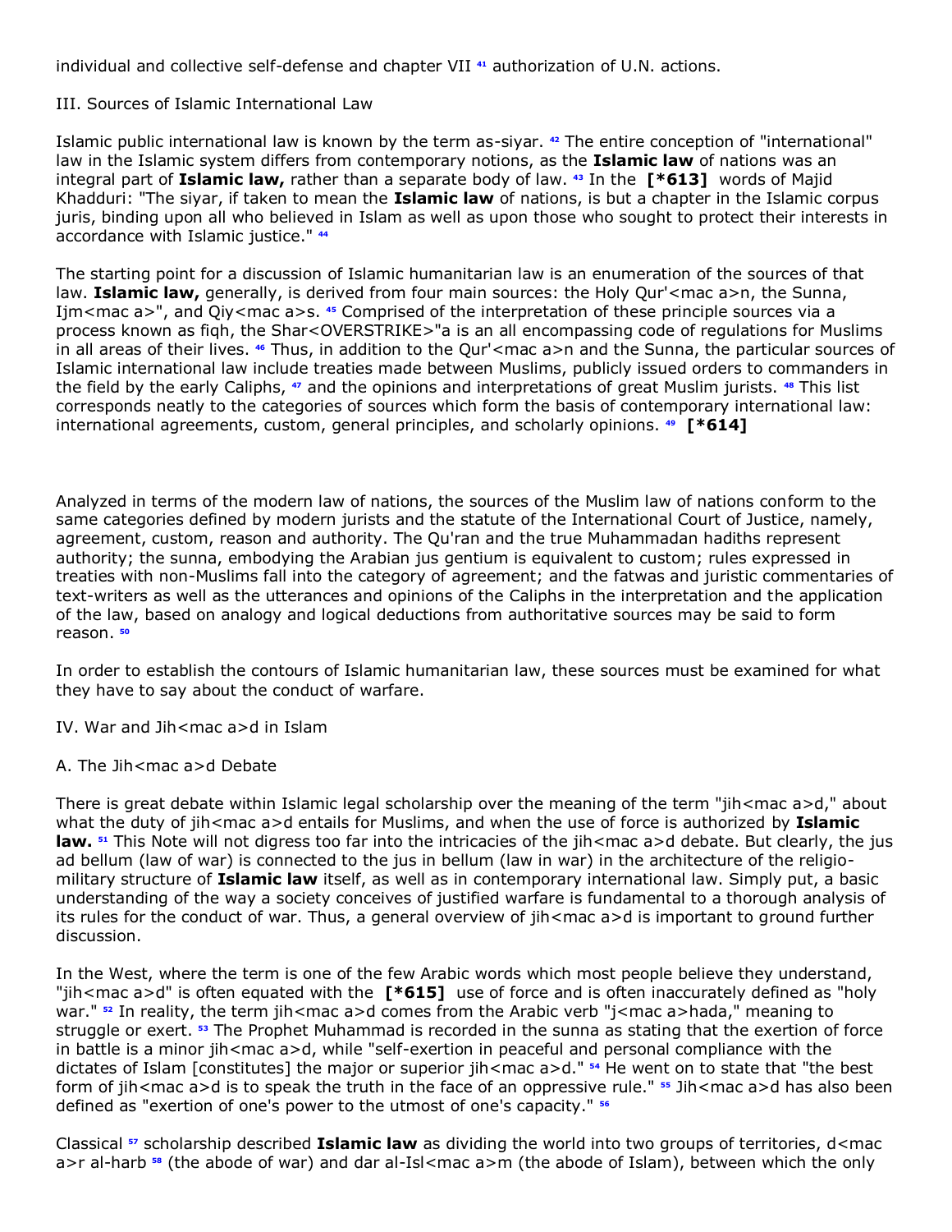individual and collective self-defense and chapter VII [41] authorization of U.N. actions.

## III. Sources of Islamic International Law

Islamic public international law is known by the term as-siyar. [42] The entire conception of "international" law in the Islamic system differs from contemporary notions, as the **Islamic law** of nations was an integral part of **Islamic law,** rather than a separate body of law. [43] In the **[*613]** words of Majid Khadduri: "The siyar, if taken to mean the **Islamic law** of nations, is but a chapter in the Islamic corpus juris, binding upon all who believed in Islam as well as upon those who sought to protect their interests in accordance with Islamic justice." [44]

The starting point for a discussion of Islamic humanitarian law is an enumeration of the sources of that law. **Islamic law,** generally, is derived from four main sources: the Holy Qur'<mac a>n, the Sunna, Ijm<mac a>", and Qiy<mac a>s. [45] Comprised of the interpretation of these principle sources via a process known as fiqh, the Shar<OVERSTRIKE>"a is an all encompassing code of regulations for Muslims in all areas of their lives. [46] Thus, in addition to the Qur'<mac a>n and the Sunna, the particular sources of Islamic international law include treaties made between Muslims, publicly issued orders to commanders in the field by the early Caliphs, [47] and the opinions and interpretations of great Muslim jurists. [48] This list corresponds neatly to the categories of sources which form the basis of contemporary international law: international agreements, custom, general principles, and scholarly opinions. [49] **[*614]**

Analyzed in terms of the modern law of nations, the sources of the Muslim law of nations conform to the same categories defined by modern jurists and the statute of the International Court of Justice, namely, agreement, custom, reason and authority. The Qu'ran and the true Muhammadan hadiths represent authority; the sunna, embodying the Arabian jus gentium is equivalent to custom; rules expressed in treaties with non-Muslims fall into the category of agreement; and the fatwas and juristic commentaries of text-writers as well as the utterances and opinions of the Caliphs in the interpretation and the application of the law, based on analogy and logical deductions from authoritative sources may be said to form reason. [50]

In order to establish the contours of Islamic humanitarian law, these sources must be examined for what they have to say about the conduct of warfare.

## IV. War and Jih<mac a>d in Islam

### A. The Jih<mac a>d Debate

There is great debate within Islamic legal scholarship over the meaning of the term "jih<mac a>d," about what the duty of jih<mac a>d entails for Muslims, and when the use of force is authorized by **Islamic law.** [51] This Note will not digress too far into the intricacies of the jih<mac a>d debate. But clearly, the jus ad bellum (law of war) is connected to the jus in bellum (law in war) in the architecture of the religio-military structure of **Islamic law** itself, as well as in contemporary international law. Simply put, a basic understanding of the way a society conceives of justified warfare is fundamental to a thorough analysis of its rules for the conduct of war. Thus, a general overview of jih<mac a>d is important to ground further discussion.

In the West, where the term is one of the few Arabic words which most people believe they understand, "jih<mac a>d" is often equated with the **[*615]** use of force and is often inaccurately defined as "holy war." [52] In reality, the term jih<mac a>d comes from the Arabic verb "j<mac a>hada," meaning to struggle or exert. [53] The Prophet Muhammad is recorded in the sunna as stating that the exertion of force in battle is a minor jih<mac a>d, while "self-exertion in peaceful and personal compliance with the dictates of Islam [constitutes] the major or superior jih<mac a>d." [54] He went on to state that "the best form of jih<mac a>d is to speak the truth in the face of an oppressive rule." [55] Jih<mac a>d has also been defined as "exertion of one's power to the utmost of one's capacity." [56]

Classical [57] scholarship described **Islamic law** as dividing the world into two groups of territories, d<mac a>r al-harb [58] (the abode of war) and dar al-Isl<mac a>m (the abode of Islam), between which the only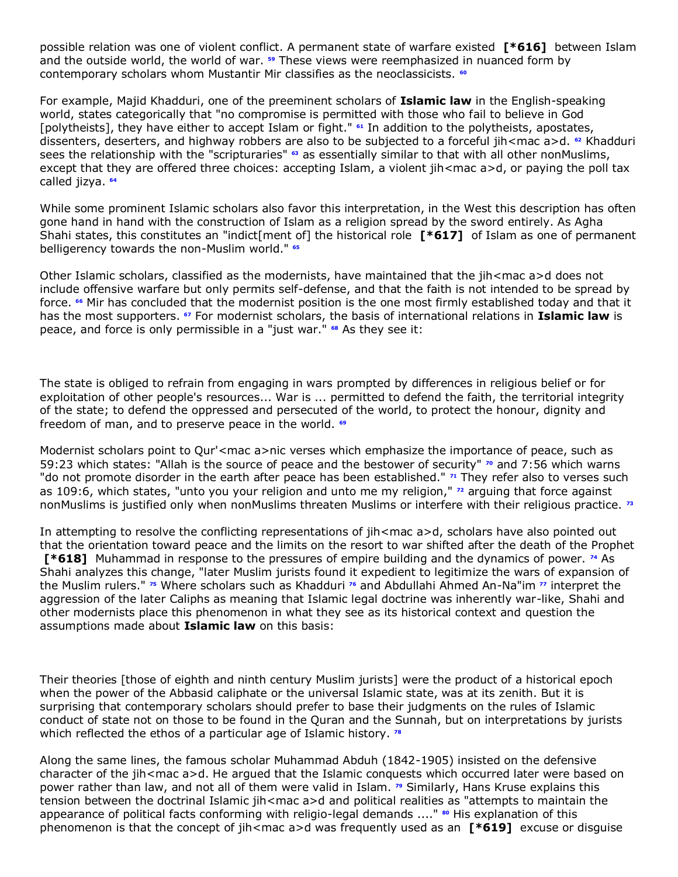possible relation was one of violent conflict. A permanent state of warfare existed **[*616]** between Islam and the outside world, the world of war. [59] These views were reemphasized in nuanced form by contemporary scholars whom Mustantir Mir classifies as the neoclassicists. [60]

For example, Majid Khadduri, one of the preeminent scholars of **Islamic law** in the English-speaking world, states categorically that "no compromise is permitted with those who fail to believe in God [polytheists], they have either to accept Islam or fight." [61] In addition to the polytheists, apostates, dissenters, deserters, and highway robbers are also to be subjected to a forceful jih<mac a>d. [62] Khadduri sees the relationship with the "scripturaries" [63] as essentially similar to that with all other nonMuslims, except that they are offered three choices: accepting Islam, a violent jih<mac a>d, or paying the poll tax called jizya. [64]

While some prominent Islamic scholars also favor this interpretation, in the West this description has often gone hand in hand with the construction of Islam as a religion spread by the sword entirely. As Agha Shahi states, this constitutes an "indict[ment of] the historical role **[*617]** of Islam as one of permanent belligerency towards the non-Muslim world." [65]

Other Islamic scholars, classified as the modernists, have maintained that the jih<mac a>d does not include offensive warfare but only permits self-defense, and that the faith is not intended to be spread by force. [66] Mir has concluded that the modernist position is the one most firmly established today and that it has the most supporters. [67] For modernist scholars, the basis of international relations in **Islamic law** is peace, and force is only permissible in a "just war." [68] As they see it:

The state is obliged to refrain from engaging in wars prompted by differences in religious belief or for exploitation of other people's resources... War is ... permitted to defend the faith, the territorial integrity of the state; to defend the oppressed and persecuted of the world, to protect the honour, dignity and freedom of man, and to preserve peace in the world. [69]

Modernist scholars point to Qur'<mac a>nic verses which emphasize the importance of peace, such as 59:23 which states: "Allah is the source of peace and the bestower of security" [70] and 7:56 which warns "do not promote disorder in the earth after peace has been established." [71] They refer also to verses such as 109:6, which states, "unto you your religion and unto me my religion," [72] arguing that force against nonMuslims is justified only when nonMuslims threaten Muslims or interfere with their religious practice. [73]

In attempting to resolve the conflicting representations of jih<mac a>d, scholars have also pointed out that the orientation toward peace and the limits on the resort to war shifted after the death of the Prophet **[*618]** Muhammad in response to the pressures of empire building and the dynamics of power. [74] As Shahi analyzes this change, "later Muslim jurists found it expedient to legitimize the wars of expansion of the Muslim rulers." [75] Where scholars such as Khadduri [76] and Abdullahi Ahmed An-Na"im [77] interpret the aggression of the later Caliphs as meaning that Islamic legal doctrine was inherently war-like, Shahi and other modernists place this phenomenon in what they see as its historical context and question the assumptions made about **Islamic law** on this basis:

Their theories [those of eighth and ninth century Muslim jurists] were the product of a historical epoch when the power of the Abbasid caliphate or the universal Islamic state, was at its zenith. But it is surprising that contemporary scholars should prefer to base their judgments on the rules of Islamic conduct of state not on those to be found in the Quran and the Sunnah, but on interpretations by jurists which reflected the ethos of a particular age of Islamic history. [78]

Along the same lines, the famous scholar Muhammad Abduh (1842-1905) insisted on the defensive character of the jih<mac a>d. He argued that the Islamic conquests which occurred later were based on power rather than law, and not all of them were valid in Islam. [79] Similarly, Hans Kruse explains this tension between the doctrinal Islamic jih<mac a>d and political realities as "attempts to maintain the appearance of political facts conforming with religio-legal demands ...." [80] His explanation of this phenomenon is that the concept of jih<mac a>d was frequently used as an **[*619]** excuse or disguise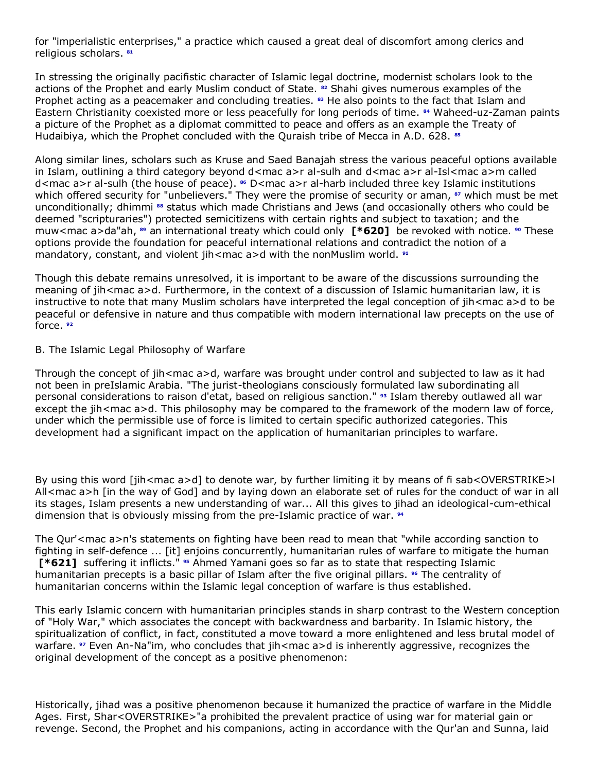for "imperialistic enterprises," a practice which caused a great deal of discomfort among clerics and religious scholars. [81]

In stressing the originally pacifistic character of Islamic legal doctrine, modernist scholars look to the actions of the Prophet and early Muslim conduct of State. [82] Shahi gives numerous examples of the Prophet acting as a peacemaker and concluding treaties. [83] He also points to the fact that Islam and Eastern Christianity coexisted more or less peacefully for long periods of time. [84] Waheed-uz-Zaman paints a picture of the Prophet as a diplomat committed to peace and offers as an example the Treaty of Hudaibiya, which the Prophet concluded with the Quraish tribe of Mecca in A.D. 628. [85]

Along similar lines, scholars such as Kruse and Saed Banajah stress the various peaceful options available in Islam, outlining a third category beyond d<mac a>r al-sulh and d<mac a>r al-Isl<mac a>m called d<mac a>r al-sulh (the house of peace). [86] D<mac a>r al-harb included three key Islamic institutions which offered security for "unbelievers." They were the promise of security or aman, [87] which must be met unconditionally; dhimmi [88] status which made Christians and Jews (and occasionally others who could be deemed "scripturaries") protected semicitizens with certain rights and subject to taxation; and the muw<mac a>da"ah, [89] an international treaty which could only **[*620]** be revoked with notice. [90] These options provide the foundation for peaceful international relations and contradict the notion of a mandatory, constant, and violent jih<mac a>d with the nonMuslim world. [91]

Though this debate remains unresolved, it is important to be aware of the discussions surrounding the meaning of jih<mac a>d. Furthermore, in the context of a discussion of Islamic humanitarian law, it is instructive to note that many Muslim scholars have interpreted the legal conception of jih<mac a>d to be peaceful or defensive in nature and thus compatible with modern international law precepts on the use of force. [92]

B. The Islamic Legal Philosophy of Warfare

Through the concept of jih<mac a>d, warfare was brought under control and subjected to law as it had not been in preIslamic Arabia. "The jurist-theologians consciously formulated law subordinating all personal considerations to raison d'etat, based on religious sanction." [93] Islam thereby outlawed all war except the jih<mac a>d. This philosophy may be compared to the framework of the modern law of force, under which the permissible use of force is limited to certain specific authorized categories. This development had a significant impact on the application of humanitarian principles to warfare.

By using this word [jih<mac a>d] to denote war, by further limiting it by means of fi sab<OVERSTRIKE>l All<mac a>h [in the way of God] and by laying down an elaborate set of rules for the conduct of war in all its stages, Islam presents a new understanding of war... All this gives to jihad an ideological-cum-ethical dimension that is obviously missing from the pre-Islamic practice of war. [94]

The Qur'<mac a>n's statements on fighting have been read to mean that "while according sanction to fighting in self-defence ... [it] enjoins concurrently, humanitarian rules of warfare to mitigate the human **[*621]** suffering it inflicts." [95] Ahmed Yamani goes so far as to state that respecting Islamic humanitarian precepts is a basic pillar of Islam after the five original pillars. [96] The centrality of humanitarian concerns within the Islamic legal conception of warfare is thus established.

This early Islamic concern with humanitarian principles stands in sharp contrast to the Western conception of "Holy War," which associates the concept with backwardness and barbarity. In Islamic history, the spiritualization of conflict, in fact, constituted a move toward a more enlightened and less brutal model of warfare. [97] Even An-Na"im, who concludes that jih<mac a>d is inherently aggressive, recognizes the original development of the concept as a positive phenomenon:

Historically, jihad was a positive phenomenon because it humanized the practice of warfare in the Middle Ages. First, Shar<OVERSTRIKE>"a prohibited the prevalent practice of using war for material gain or revenge. Second, the Prophet and his companions, acting in accordance with the Qur'an and Sunna, laid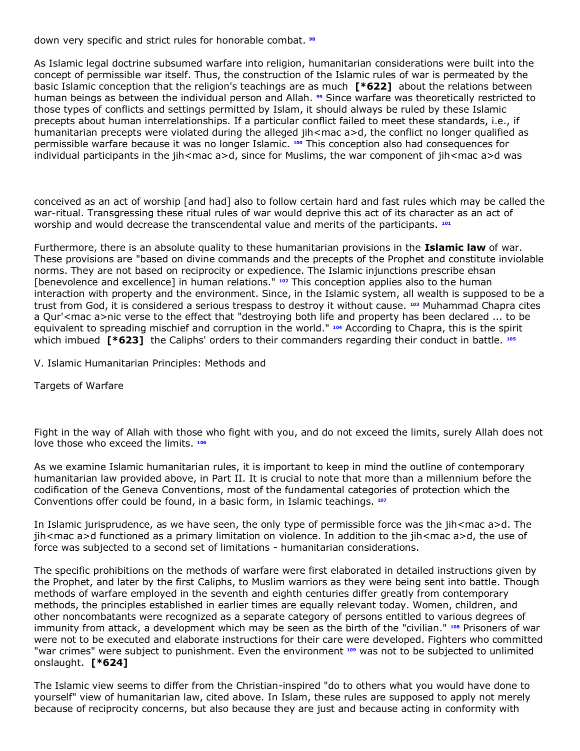down very specific and strict rules for honorable combat. [98]

As Islamic legal doctrine subsumed warfare into religion, humanitarian considerations were built into the concept of permissible war itself. Thus, the construction of the Islamic rules of war is permeated by the basic Islamic conception that the religion's teachings are as much **[*622]** about the relations between human beings as between the individual person and Allah. [99] Since warfare was theoretically restricted to those types of conflicts and settings permitted by Islam, it should always be ruled by these Islamic precepts about human interrelationships. If a particular conflict failed to meet these standards, i.e., if humanitarian precepts were violated during the alleged jih<mac a>d, the conflict no longer qualified as permissible warfare because it was no longer Islamic. [100] This conception also had consequences for individual participants in the jih<mac a>d, since for Muslims, the war component of jih<mac a>d was

conceived as an act of worship [and had] also to follow certain hard and fast rules which may be called the war-ritual. Transgressing these ritual rules of war would deprive this act of its character as an act of worship and would decrease the transcendental value and merits of the participants. [101]

Furthermore, there is an absolute quality to these humanitarian provisions in the **Islamic law** of war. These provisions are "based on divine commands and the precepts of the Prophet and constitute inviolable norms. They are not based on reciprocity or expedience. The Islamic injunctions prescribe ehsan [benevolence and excellence] in human relations." [102] This conception applies also to the human interaction with property and the environment. Since, in the Islamic system, all wealth is supposed to be a trust from God, it is considered a serious trespass to destroy it without cause. [103] Muhammad Chapra cites a Qur'<mac a>nic verse to the effect that "destroying both life and property has been declared ... to be equivalent to spreading mischief and corruption in the world." [104] According to Chapra, this is the spirit which imbued **[*623]** the Caliphs' orders to their commanders regarding their conduct in battle. [105]

V. Islamic Humanitarian Principles: Methods and

Targets of Warfare

Fight in the way of Allah with those who fight with you, and do not exceed the limits, surely Allah does not love those who exceed the limits. [106]

As we examine Islamic humanitarian rules, it is important to keep in mind the outline of contemporary humanitarian law provided above, in Part II. It is crucial to note that more than a millennium before the codification of the Geneva Conventions, most of the fundamental categories of protection which the Conventions offer could be found, in a basic form, in Islamic teachings. [107]

In Islamic jurisprudence, as we have seen, the only type of permissible force was the jih<mac a>d. The jih<mac a>d functioned as a primary limitation on violence. In addition to the jih<mac a>d, the use of force was subjected to a second set of limitations - humanitarian considerations.

The specific prohibitions on the methods of warfare were first elaborated in detailed instructions given by the Prophet, and later by the first Caliphs, to Muslim warriors as they were being sent into battle. Though methods of warfare employed in the seventh and eighth centuries differ greatly from contemporary methods, the principles established in earlier times are equally relevant today. Women, children, and other noncombatants were recognized as a separate category of persons entitled to various degrees of immunity from attack, a development which may be seen as the birth of the "civilian." [108] Prisoners of war were not to be executed and elaborate instructions for their care were developed. Fighters who committed "war crimes" were subject to punishment. Even the environment [109] was not to be subjected to unlimited onslaught. **[*624]**

The Islamic view seems to differ from the Christian-inspired "do to others what you would have done to yourself" view of humanitarian law, cited above. In Islam, these rules are supposed to apply not merely because of reciprocity concerns, but also because they are just and because acting in conformity with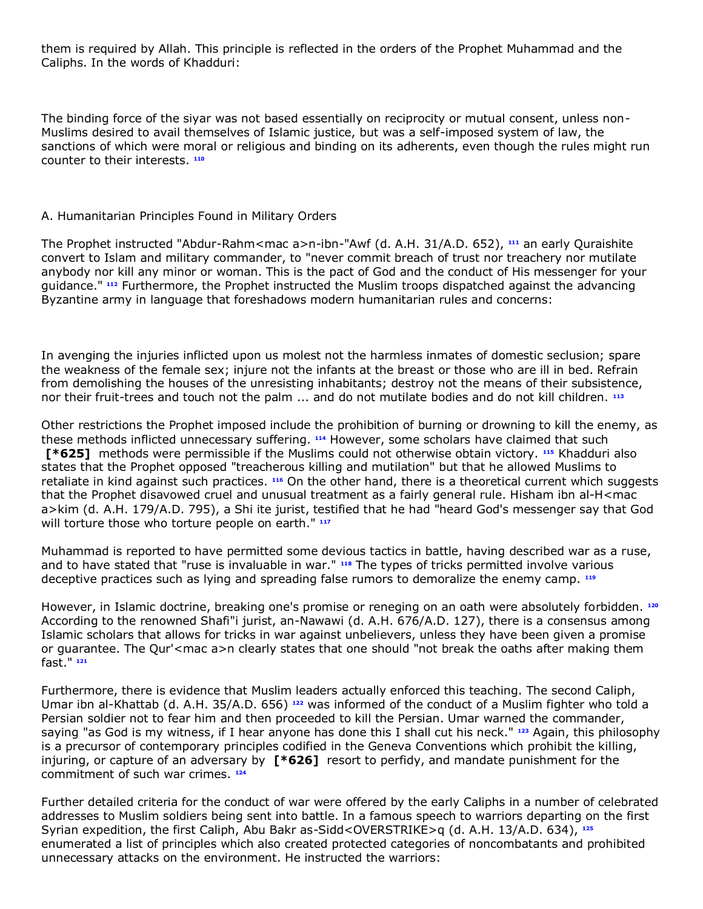them is required by Allah. This principle is reflected in the orders of the Prophet Muhammad and the Caliphs. In the words of Khadduri:

> The binding force of the siyar was not based essentially on reciprocity or mutual consent, unless non-Muslims desired to avail themselves of Islamic justice, but was a self-imposed system of law, the sanctions of which were moral or religious and binding on its adherents, even though the rules might run counter to their interests. [110]

A. Humanitarian Principles Found in Military Orders

The Prophet instructed "Abdur-Rahm<mac a>n-ibn-"Awf (d. A.H. 31/A.D. 652), [111] an early Quraishite convert to Islam and military commander, to "never commit breach of trust nor treachery nor mutilate anybody nor kill any minor or woman. This is the pact of God and the conduct of His messenger for your guidance." [112] Furthermore, the Prophet instructed the Muslim troops dispatched against the advancing Byzantine army in language that foreshadows modern humanitarian rules and concerns:

> In avenging the injuries inflicted upon us molest not the harmless inmates of domestic seclusion; spare the weakness of the female sex; injure not the infants at the breast or those who are ill in bed. Refrain from demolishing the houses of the unresisting inhabitants; destroy not the means of their subsistence, nor their fruit-trees and touch not the palm ... and do not mutilate bodies and do not kill children. [113]

Other restrictions the Prophet imposed include the prohibition of burning or drowning to kill the enemy, as these methods inflicted unnecessary suffering. [114] However, some scholars have claimed that such **[*625]** methods were permissible if the Muslims could not otherwise obtain victory. [115] Khadduri also states that the Prophet opposed "treacherous killing and mutilation" but that he allowed Muslims to retaliate in kind against such practices. [116] On the other hand, there is a theoretical current which suggests that the Prophet disavowed cruel and unusual treatment as a fairly general rule. Hisham ibn al-H<mac a>kim (d. A.H. 179/A.D. 795), a Shi ite jurist, testified that he had "heard God's messenger say that God will torture those who torture people on earth." [117]

Muhammad is reported to have permitted some devious tactics in battle, having described war as a ruse, and to have stated that "ruse is invaluable in war." [118] The types of tricks permitted involve various deceptive practices such as lying and spreading false rumors to demoralize the enemy camp. [119]

However, in Islamic doctrine, breaking one's promise or reneging on an oath were absolutely forbidden. [120] According to the renowned Shafi"i jurist, an-Nawawi (d. A.H. 676/A.D. 127), there is a consensus among Islamic scholars that allows for tricks in war against unbelievers, unless they have been given a promise or guarantee. The Qur'<mac a>n clearly states that one should "not break the oaths after making them fast." [121]

Furthermore, there is evidence that Muslim leaders actually enforced this teaching. The second Caliph, Umar ibn al-Khattab (d. A.H. 35/A.D. 656) [122] was informed of the conduct of a Muslim fighter who told a Persian soldier not to fear him and then proceeded to kill the Persian. Umar warned the commander, saying "as God is my witness, if I hear anyone has done this I shall cut his neck." [123] Again, this philosophy is a precursor of contemporary principles codified in the Geneva Conventions which prohibit the killing, injuring, or capture of an adversary by **[*626]** resort to perfidy, and mandate punishment for the commitment of such war crimes. [124]

Further detailed criteria for the conduct of war were offered by the early Caliphs in a number of celebrated addresses to Muslim soldiers being sent into battle. In a famous speech to warriors departing on the first Syrian expedition, the first Caliph, Abu Bakr as-Sidd<OVERSTRIKE>q (d. A.H. 13/A.D. 634), [125] enumerated a list of principles which also created protected categories of noncombatants and prohibited unnecessary attacks on the environment. He instructed the warriors: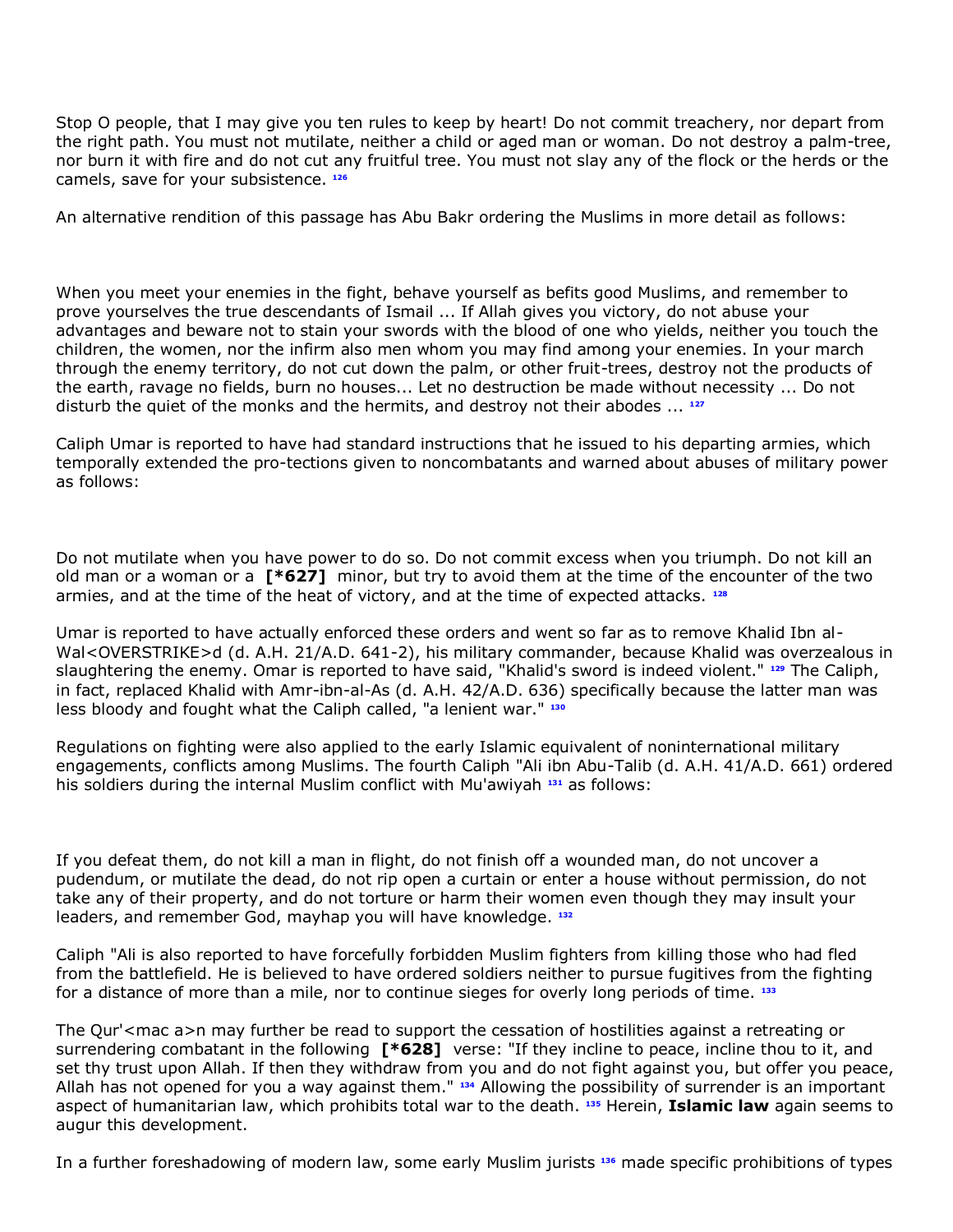Stop O people, that I may give you ten rules to keep by heart! Do not commit treachery, nor depart from the right path. You must not mutilate, neither a child or aged man or woman. Do not destroy a palm-tree, nor burn it with fire and do not cut any fruitful tree. You must not slay any of the flock or the herds or the camels, save for your subsistence. [126]

An alternative rendition of this passage has Abu Bakr ordering the Muslims in more detail as follows:

When you meet your enemies in the fight, behave yourself as befits good Muslims, and remember to prove yourselves the true descendants of Ismail ... If Allah gives you victory, do not abuse your advantages and beware not to stain your swords with the blood of one who yields, neither you touch the children, the women, nor the infirm also men whom you may find among your enemies. In your march through the enemy territory, do not cut down the palm, or other fruit-trees, destroy not the products of the earth, ravage no fields, burn no houses... Let no destruction be made without necessity ... Do not disturb the quiet of the monks and the hermits, and destroy not their abodes ... [127]

Caliph Umar is reported to have had standard instructions that he issued to his departing armies, which temporally extended the pro-tections given to noncombatants and warned about abuses of military power as follows:

Do not mutilate when you have power to do so. Do not commit excess when you triumph. Do not kill an old man or a woman or a **[*627]** minor, but try to avoid them at the time of the encounter of the two armies, and at the time of the heat of victory, and at the time of expected attacks. [128]

Umar is reported to have actually enforced these orders and went so far as to remove Khalid Ibn al-Wal<OVERSTRIKE>d (d. A.H. 21/A.D. 641-2), his military commander, because Khalid was overzealous in slaughtering the enemy. Omar is reported to have said, "Khalid's sword is indeed violent." [129] The Caliph, in fact, replaced Khalid with Amr-ibn-al-As (d. A.H. 42/A.D. 636) specifically because the latter man was less bloody and fought what the Caliph called, "a lenient war." [130]

Regulations on fighting were also applied to the early Islamic equivalent of noninternational military engagements, conflicts among Muslims. The fourth Caliph "Ali ibn Abu-Talib (d. A.H. 41/A.D. 661) ordered his soldiers during the internal Muslim conflict with Mu'awiyah [131] as follows:

If you defeat them, do not kill a man in flight, do not finish off a wounded man, do not uncover a pudendum, or mutilate the dead, do not rip open a curtain or enter a house without permission, do not take any of their property, and do not torture or harm their women even though they may insult your leaders, and remember God, mayhap you will have knowledge. [132]

Caliph "Ali is also reported to have forcefully forbidden Muslim fighters from killing those who had fled from the battlefield. He is believed to have ordered soldiers neither to pursue fugitives from the fighting for a distance of more than a mile, nor to continue sieges for overly long periods of time. [133]

The Qur'<mac a>n may further be read to support the cessation of hostilities against a retreating or surrendering combatant in the following **[*628]** verse: "If they incline to peace, incline thou to it, and set thy trust upon Allah. If then they withdraw from you and do not fight against you, but offer you peace, Allah has not opened for you a way against them." [134] Allowing the possibility of surrender is an important aspect of humanitarian law, which prohibits total war to the death. [135] Herein, **Islamic law** again seems to augur this development.

In a further foreshadowing of modern law, some early Muslim jurists [136] made specific prohibitions of types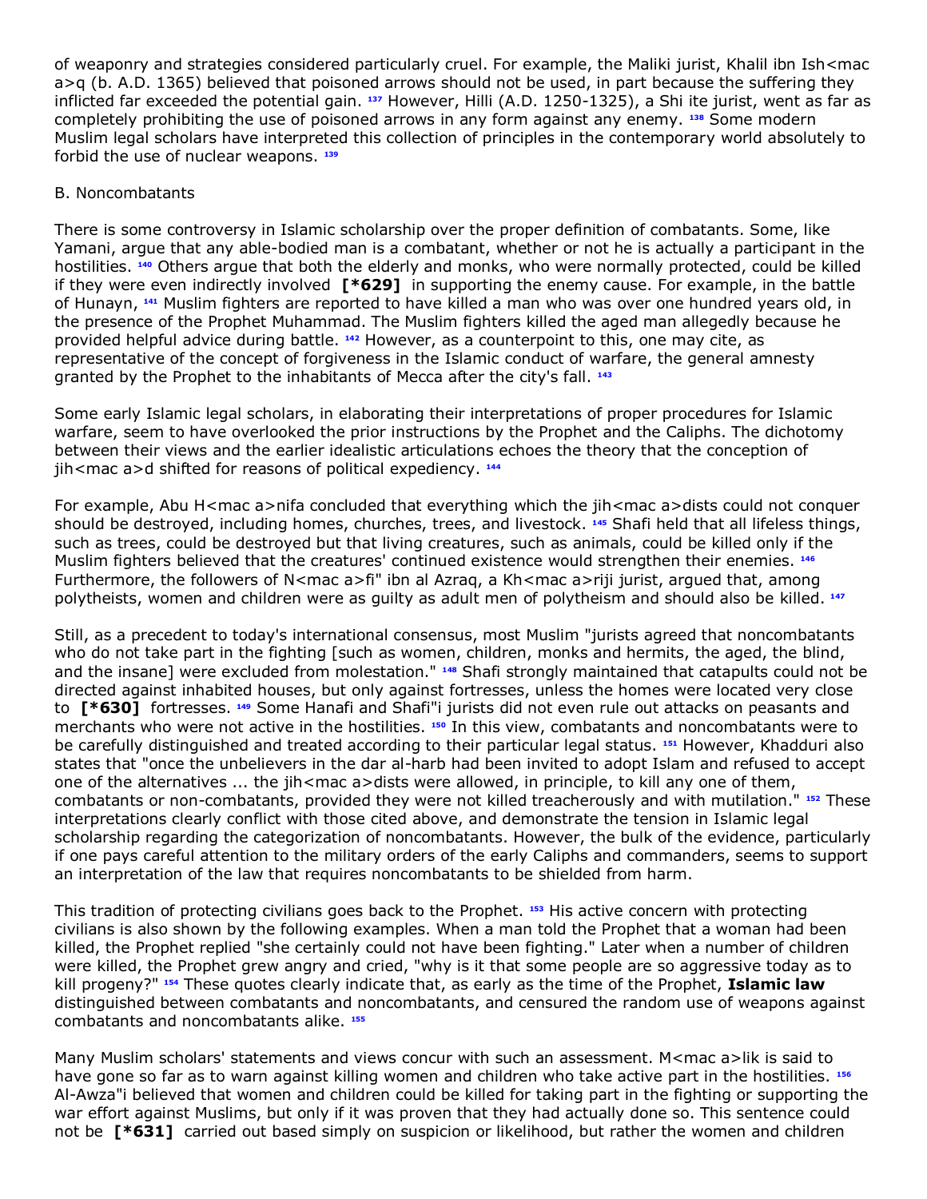of weaponry and strategies considered particularly cruel. For example, the Maliki jurist, Khalil ibn Ish<mac a>q (b. A.D. 1365) believed that poisoned arrows should not be used, in part because the suffering they inflicted far exceeded the potential gain. [137] However, Hilli (A.D. 1250-1325), a Shi ite jurist, went as far as completely prohibiting the use of poisoned arrows in any form against any enemy. [138] Some modern Muslim legal scholars have interpreted this collection of principles in the contemporary world absolutely to forbid the use of nuclear weapons. [139]

B. Noncombatants

There is some controversy in Islamic scholarship over the proper definition of combatants. Some, like Yamani, argue that any able-bodied man is a combatant, whether or not he is actually a participant in the hostilities. [140] Others argue that both the elderly and monks, who were normally protected, could be killed if they were even indirectly involved **[*629]** in supporting the enemy cause. For example, in the battle of Hunayn, [141] Muslim fighters are reported to have killed a man who was over one hundred years old, in the presence of the Prophet Muhammad. The Muslim fighters killed the aged man allegedly because he provided helpful advice during battle. [142] However, as a counterpoint to this, one may cite, as representative of the concept of forgiveness in the Islamic conduct of warfare, the general amnesty granted by the Prophet to the inhabitants of Mecca after the city's fall. [143]

Some early Islamic legal scholars, in elaborating their interpretations of proper procedures for Islamic warfare, seem to have overlooked the prior instructions by the Prophet and the Caliphs. The dichotomy between their views and the earlier idealistic articulations echoes the theory that the conception of jih<mac a>d shifted for reasons of political expediency. [144]

For example, Abu H<mac a>nifa concluded that everything which the jih<mac a>dists could not conquer should be destroyed, including homes, churches, trees, and livestock. [145] Shafi held that all lifeless things, such as trees, could be destroyed but that living creatures, such as animals, could be killed only if the Muslim fighters believed that the creatures' continued existence would strengthen their enemies. [146] Furthermore, the followers of N<mac a>fi" ibn al Azraq, a Kh<mac a>riji jurist, argued that, among polytheists, women and children were as guilty as adult men of polytheism and should also be killed. [147]

Still, as a precedent to today's international consensus, most Muslim "jurists agreed that noncombatants who do not take part in the fighting [such as women, children, monks and hermits, the aged, the blind, and the insane] were excluded from molestation." [148] Shafi strongly maintained that catapults could not be directed against inhabited houses, but only against fortresses, unless the homes were located very close to **[*630]** fortresses. [149] Some Hanafi and Shafi"i jurists did not even rule out attacks on peasants and merchants who were not active in the hostilities. [150] In this view, combatants and noncombatants were to be carefully distinguished and treated according to their particular legal status. [151] However, Khadduri also states that "once the unbelievers in the dar al-harb had been invited to adopt Islam and refused to accept one of the alternatives ... the jih<mac a>dists were allowed, in principle, to kill any one of them, combatants or non-combatants, provided they were not killed treacherously and with mutilation." [152] These interpretations clearly conflict with those cited above, and demonstrate the tension in Islamic legal scholarship regarding the categorization of noncombatants. However, the bulk of the evidence, particularly if one pays careful attention to the military orders of the early Caliphs and commanders, seems to support an interpretation of the law that requires noncombatants to be shielded from harm.

This tradition of protecting civilians goes back to the Prophet. [153] His active concern with protecting civilians is also shown by the following examples. When a man told the Prophet that a woman had been killed, the Prophet replied "she certainly could not have been fighting." Later when a number of children were killed, the Prophet grew angry and cried, "why is it that some people are so aggressive today as to kill progeny?" [154] These quotes clearly indicate that, as early as the time of the Prophet, **Islamic law** distinguished between combatants and noncombatants, and censured the random use of weapons against combatants and noncombatants alike. [155]

Many Muslim scholars' statements and views concur with such an assessment. M<mac a>lik is said to have gone so far as to warn against killing women and children who take active part in the hostilities. [156] Al-Awza"i believed that women and children could be killed for taking part in the fighting or supporting the war effort against Muslims, but only if it was proven that they had actually done so. This sentence could not be **[*631]** carried out based simply on suspicion or likelihood, but rather the women and children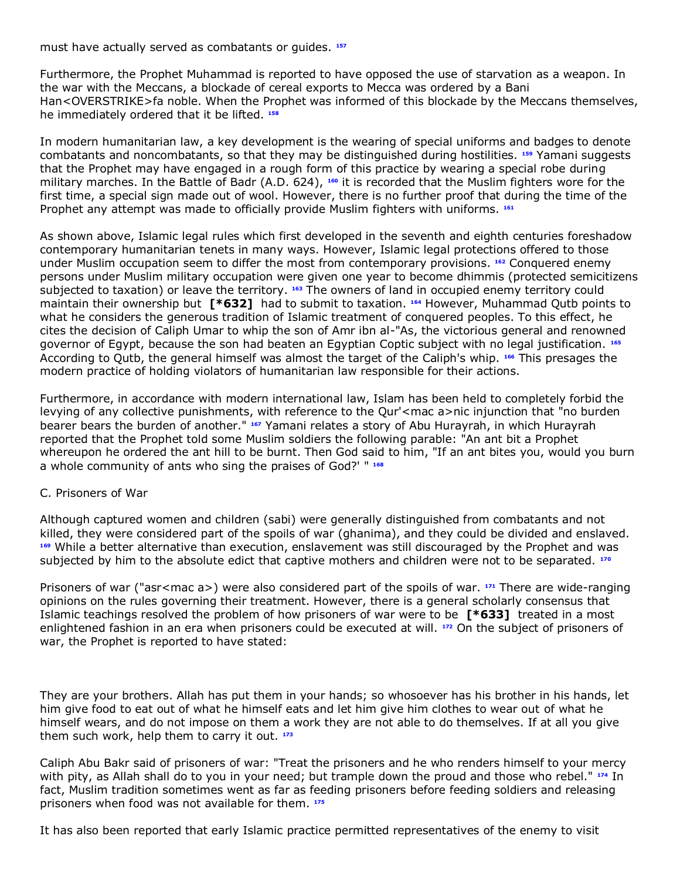must have actually served as combatants or guides. [157]

Furthermore, the Prophet Muhammad is reported to have opposed the use of starvation as a weapon. In the war with the Meccans, a blockade of cereal exports to Mecca was ordered by a Bani Han<OVERSTRIKE>fa noble. When the Prophet was informed of this blockade by the Meccans themselves, he immediately ordered that it be lifted. [158]

In modern humanitarian law, a key development is the wearing of special uniforms and badges to denote combatants and noncombatants, so that they may be distinguished during hostilities. [159] Yamani suggests that the Prophet may have engaged in a rough form of this practice by wearing a special robe during military marches. In the Battle of Badr (A.D. 624), [160] it is recorded that the Muslim fighters wore for the first time, a special sign made out of wool. However, there is no further proof that during the time of the Prophet any attempt was made to officially provide Muslim fighters with uniforms. [161]

As shown above, Islamic legal rules which first developed in the seventh and eighth centuries foreshadow contemporary humanitarian tenets in many ways. However, Islamic legal protections offered to those under Muslim occupation seem to differ the most from contemporary provisions. [162] Conquered enemy persons under Muslim military occupation were given one year to become dhimmis (protected semicitizens subjected to taxation) or leave the territory. [163] The owners of land in occupied enemy territory could maintain their ownership but **[*632]** had to submit to taxation. [164] However, Muhammad Qutb points to what he considers the generous tradition of Islamic treatment of conquered peoples. To this effect, he cites the decision of Caliph Umar to whip the son of Amr ibn al-"As, the victorious general and renowned governor of Egypt, because the son had beaten an Egyptian Coptic subject with no legal justification. [165] According to Qutb, the general himself was almost the target of the Caliph's whip. [166] This presages the modern practice of holding violators of humanitarian law responsible for their actions.

Furthermore, in accordance with modern international law, Islam has been held to completely forbid the levying of any collective punishments, with reference to the Qur'<mac a>nic injunction that "no burden bearer bears the burden of another." [167] Yamani relates a story of Abu Hurayrah, in which Hurayrah reported that the Prophet told some Muslim soldiers the following parable: "An ant bit a Prophet whereupon he ordered the ant hill to be burnt. Then God said to him, "If an ant bites you, would you burn a whole community of ants who sing the praises of God?' " [168]

C. Prisoners of War

Although captured women and children (sabi) were generally distinguished from combatants and not killed, they were considered part of the spoils of war (ghanima), and they could be divided and enslaved. [169] While a better alternative than execution, enslavement was still discouraged by the Prophet and was subjected by him to the absolute edict that captive mothers and children were not to be separated. [170]

Prisoners of war ("asr<mac a>) were also considered part of the spoils of war. [171] There are wide-ranging opinions on the rules governing their treatment. However, there is a general scholarly consensus that Islamic teachings resolved the problem of how prisoners of war were to be **[*633]** treated in a most enlightened fashion in an era when prisoners could be executed at will. [172] On the subject of prisoners of war, the Prophet is reported to have stated:

They are your brothers. Allah has put them in your hands; so whosoever has his brother in his hands, let him give food to eat out of what he himself eats and let him give him clothes to wear out of what he himself wears, and do not impose on them a work they are not able to do themselves. If at all you give them such work, help them to carry it out. [173]

Caliph Abu Bakr said of prisoners of war: "Treat the prisoners and he who renders himself to your mercy with pity, as Allah shall do to you in your need; but trample down the proud and those who rebel." [174] In fact, Muslim tradition sometimes went as far as feeding prisoners before feeding soldiers and releasing prisoners when food was not available for them. [175]

It has also been reported that early Islamic practice permitted representatives of the enemy to visit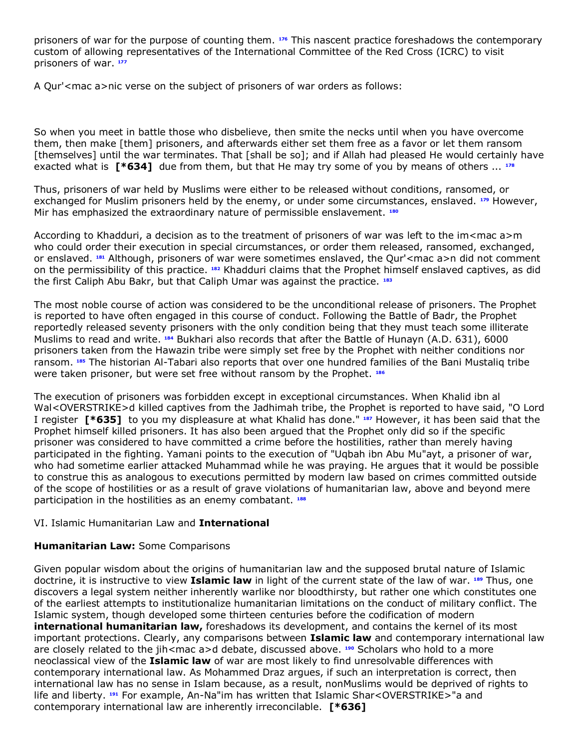prisoners of war for the purpose of counting them. [176] This nascent practice foreshadows the contemporary custom of allowing representatives of the International Committee of the Red Cross (ICRC) to visit prisoners of war. [177]

A Qur'<mac a>nic verse on the subject of prisoners of war orders as follows:

So when you meet in battle those who disbelieve, then smite the necks until when you have overcome them, then make [them] prisoners, and afterwards either set them free as a favor or let them ransom [themselves] until the war terminates. That [shall be so]; and if Allah had pleased He would certainly have exacted what is **[*634]** due from them, but that He may try some of you by means of others ... [178]

Thus, prisoners of war held by Muslims were either to be released without conditions, ransomed, or exchanged for Muslim prisoners held by the enemy, or under some circumstances, enslaved. [179] However, Mir has emphasized the extraordinary nature of permissible enslavement. [180]

According to Khadduri, a decision as to the treatment of prisoners of war was left to the im<mac a>m who could order their execution in special circumstances, or order them released, ransomed, exchanged, or enslaved. [181] Although, prisoners of war were sometimes enslaved, the Qur'<mac a>n did not comment on the permissibility of this practice. [182] Khadduri claims that the Prophet himself enslaved captives, as did the first Caliph Abu Bakr, but that Caliph Umar was against the practice. [183]

The most noble course of action was considered to be the unconditional release of prisoners. The Prophet is reported to have often engaged in this course of conduct. Following the Battle of Badr, the Prophet reportedly released seventy prisoners with the only condition being that they must teach some illiterate Muslims to read and write. [184] Bukhari also records that after the Battle of Hunayn (A.D. 631), 6000 prisoners taken from the Hawazin tribe were simply set free by the Prophet with neither conditions nor ransom. [185] The historian Al-Tabari also reports that over one hundred families of the Bani Mustaliq tribe were taken prisoner, but were set free without ransom by the Prophet. [186]

The execution of prisoners was forbidden except in exceptional circumstances. When Khalid ibn al Wal<OVERSTRIKE>d killed captives from the Jadhimah tribe, the Prophet is reported to have said, "O Lord I register **[*635]** to you my displeasure at what Khalid has done." [187] However, it has been said that the Prophet himself killed prisoners. It has also been argued that the Prophet only did so if the specific prisoner was considered to have committed a crime before the hostilities, rather than merely having participated in the fighting. Yamani points to the execution of "Uqbah ibn Abu Mu"ayt, a prisoner of war, who had sometime earlier attacked Muhammad while he was praying. He argues that it would be possible to construe this as analogous to executions permitted by modern law based on crimes committed outside of the scope of hostilities or as a result of grave violations of humanitarian law, above and beyond mere participation in the hostilities as an enemy combatant. [188]

VI. Islamic Humanitarian Law and **International**

**Humanitarian Law:** Some Comparisons

Given popular wisdom about the origins of humanitarian law and the supposed brutal nature of Islamic doctrine, it is instructive to view **Islamic law** in light of the current state of the law of war. [189] Thus, one discovers a legal system neither inherently warlike nor bloodthirsty, but rather one which constitutes one of the earliest attempts to institutionalize humanitarian limitations on the conduct of military conflict. The Islamic system, though developed some thirteen centuries before the codification of modern **international humanitarian law,** foreshadows its development, and contains the kernel of its most important protections. Clearly, any comparisons between **Islamic law** and contemporary international law are closely related to the jih<mac a>d debate, discussed above. [190] Scholars who hold to a more neoclassical view of the **Islamic law** of war are most likely to find unresolvable differences with contemporary international law. As Mohammed Draz argues, if such an interpretation is correct, then international law has no sense in Islam because, as a result, nonMuslims would be deprived of rights to life and liberty. [191] For example, An-Na"im has written that Islamic Shar<OVERSTRIKE>"a and contemporary international law are inherently irreconcilable. **[*636]**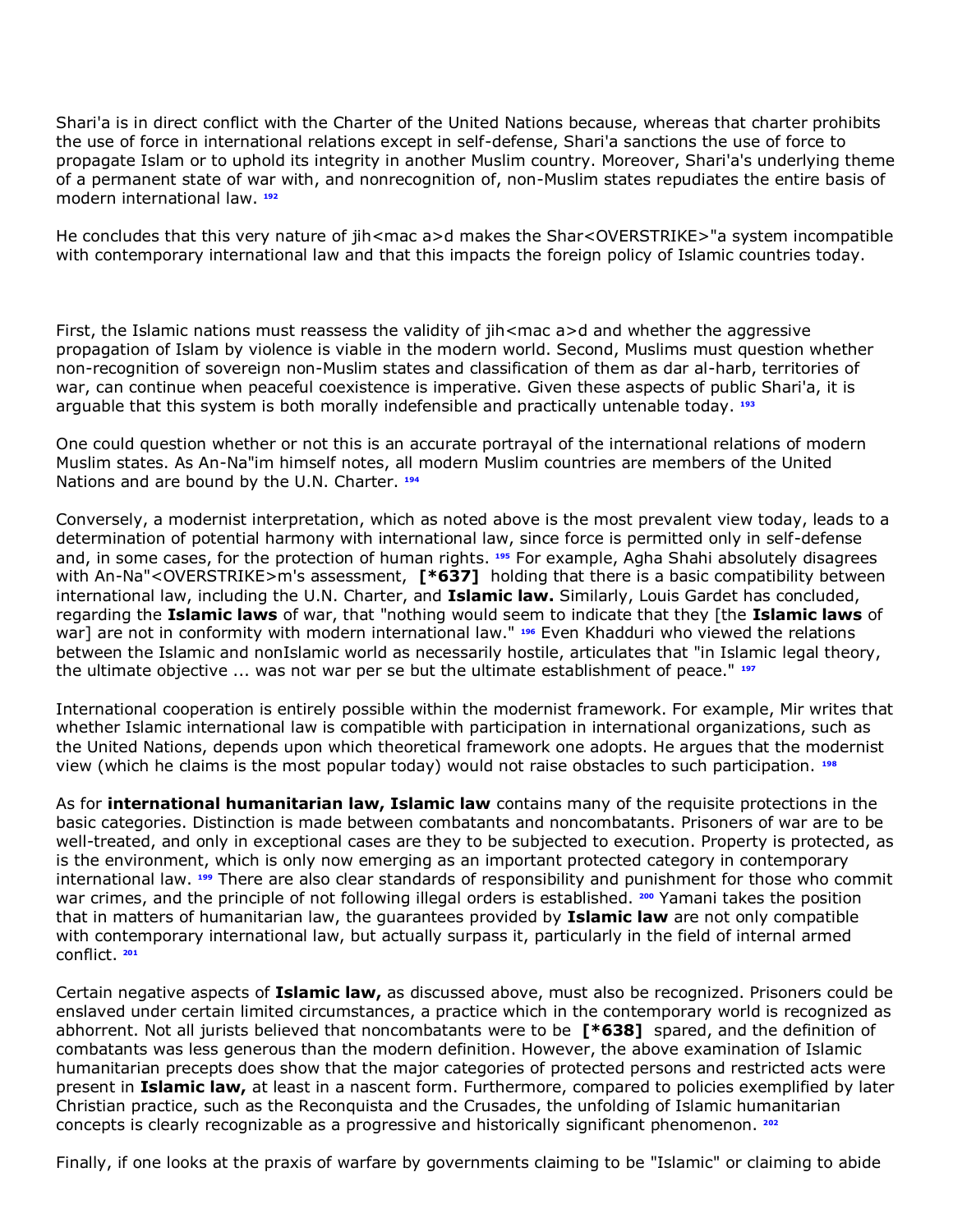Shari'a is in direct conflict with the Charter of the United Nations because, whereas that charter prohibits the use of force in international relations except in self-defense, Shari'a sanctions the use of force to propagate Islam or to uphold its integrity in another Muslim country. Moreover, Shari'a's underlying theme of a permanent state of war with, and nonrecognition of, non-Muslim states repudiates the entire basis of modern international law. [192]

He concludes that this very nature of jih<mac a>d makes the Shar<OVERSTRIKE>"a system incompatible with contemporary international law and that this impacts the foreign policy of Islamic countries today.

First, the Islamic nations must reassess the validity of jih<mac a>d and whether the aggressive propagation of Islam by violence is viable in the modern world. Second, Muslims must question whether non-recognition of sovereign non-Muslim states and classification of them as dar al-harb, territories of war, can continue when peaceful coexistence is imperative. Given these aspects of public Shari'a, it is arguable that this system is both morally indefensible and practically untenable today. [193]

One could question whether or not this is an accurate portrayal of the international relations of modern Muslim states. As An-Na"im himself notes, all modern Muslim countries are members of the United Nations and are bound by the U.N. Charter. [194]

Conversely, a modernist interpretation, which as noted above is the most prevalent view today, leads to a determination of potential harmony with international law, since force is permitted only in self-defense and, in some cases, for the protection of human rights. [195] For example, Agha Shahi absolutely disagrees with An-Na"<OVERSTRIKE>m's assessment, **[*637]** holding that there is a basic compatibility between international law, including the U.N. Charter, and **Islamic law.** Similarly, Louis Gardet has concluded, regarding the **Islamic laws** of war, that "nothing would seem to indicate that they [the **Islamic laws** of war] are not in conformity with modern international law." [196] Even Khadduri who viewed the relations between the Islamic and nonIslamic world as necessarily hostile, articulates that "in Islamic legal theory, the ultimate objective ... was not war per se but the ultimate establishment of peace." [197]

International cooperation is entirely possible within the modernist framework. For example, Mir writes that whether Islamic international law is compatible with participation in international organizations, such as the United Nations, depends upon which theoretical framework one adopts. He argues that the modernist view (which he claims is the most popular today) would not raise obstacles to such participation. [198]

As for **international humanitarian law, Islamic law** contains many of the requisite protections in the basic categories. Distinction is made between combatants and noncombatants. Prisoners of war are to be well-treated, and only in exceptional cases are they to be subjected to execution. Property is protected, as is the environment, which is only now emerging as an important protected category in contemporary international law. [199] There are also clear standards of responsibility and punishment for those who commit war crimes, and the principle of not following illegal orders is established. [200] Yamani takes the position that in matters of humanitarian law, the guarantees provided by **Islamic law** are not only compatible with contemporary international law, but actually surpass it, particularly in the field of internal armed conflict. [201]

Certain negative aspects of **Islamic law,** as discussed above, must also be recognized. Prisoners could be enslaved under certain limited circumstances, a practice which in the contemporary world is recognized as abhorrent. Not all jurists believed that noncombatants were to be **[*638]** spared, and the definition of combatants was less generous than the modern definition. However, the above examination of Islamic humanitarian precepts does show that the major categories of protected persons and restricted acts were present in **Islamic law,** at least in a nascent form. Furthermore, compared to policies exemplified by later Christian practice, such as the Reconquista and the Crusades, the unfolding of Islamic humanitarian concepts is clearly recognizable as a progressive and historically significant phenomenon. [202]

Finally, if one looks at the praxis of warfare by governments claiming to be "Islamic" or claiming to abide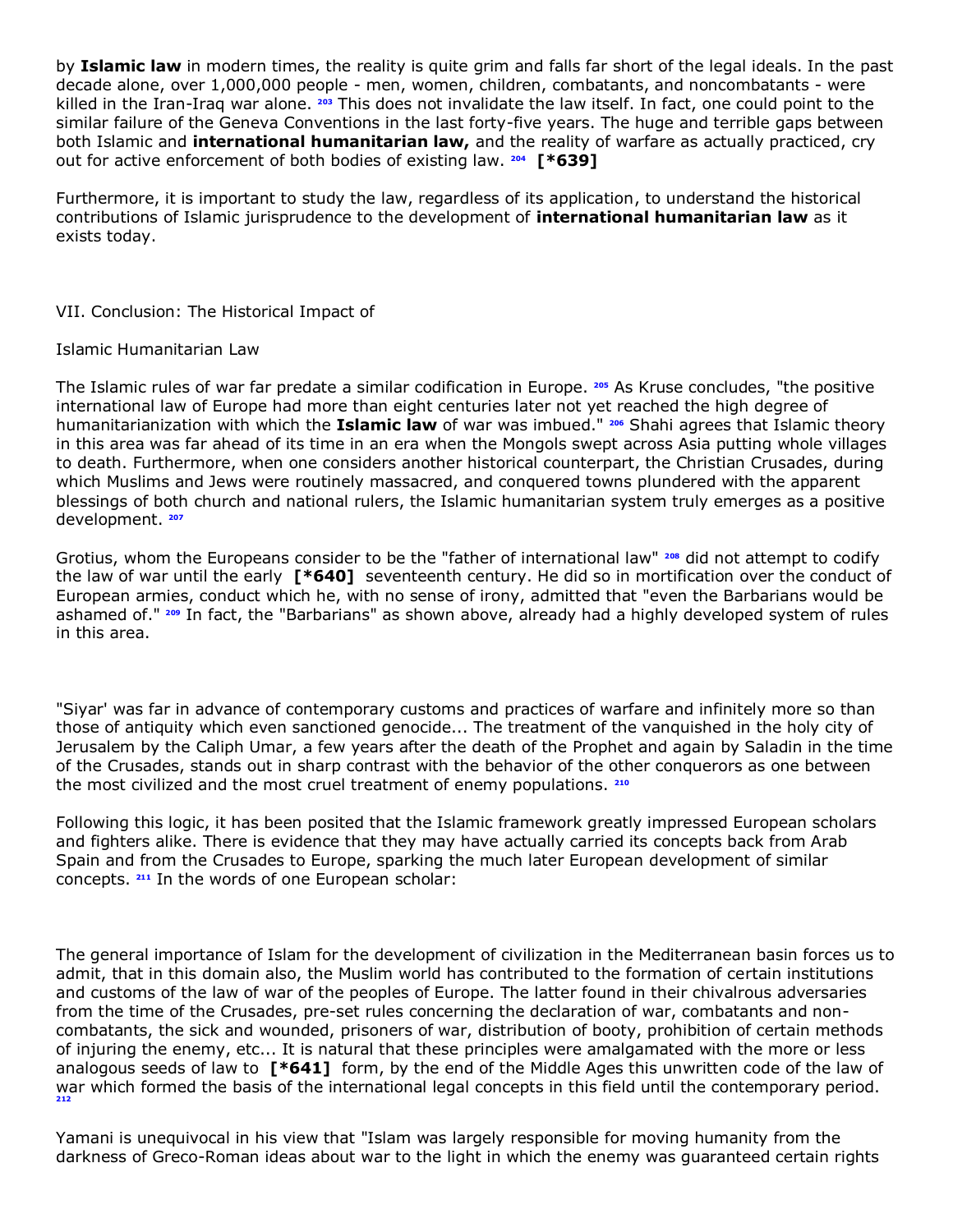by **Islamic law** in modern times, the reality is quite grim and falls far short of the legal ideals. In the past decade alone, over 1,000,000 people - men, women, children, combatants, and noncombatants - were killed in the Iran-Iraq war alone. [203] This does not invalidate the law itself. In fact, one could point to the similar failure of the Geneva Conventions in the last forty-five years. The huge and terrible gaps between both Islamic and **international humanitarian law,** and the reality of warfare as actually practiced, cry out for active enforcement of both bodies of existing law. [204] **[*639]**

Furthermore, it is important to study the law, regardless of its application, to understand the historical contributions of Islamic jurisprudence to the development of **international humanitarian law** as it exists today.

VII. Conclusion: The Historical Impact of

Islamic Humanitarian Law

The Islamic rules of war far predate a similar codification in Europe. [205] As Kruse concludes, "the positive international law of Europe had more than eight centuries later not yet reached the high degree of humanitarianization with which the **Islamic law** of war was imbued." [206] Shahi agrees that Islamic theory in this area was far ahead of its time in an era when the Mongols swept across Asia putting whole villages to death. Furthermore, when one considers another historical counterpart, the Christian Crusades, during which Muslims and Jews were routinely massacred, and conquered towns plundered with the apparent blessings of both church and national rulers, the Islamic humanitarian system truly emerges as a positive development. [207]

Grotius, whom the Europeans consider to be the "father of international law" [208] did not attempt to codify the law of war until the early **[*640]** seventeenth century. He did so in mortification over the conduct of European armies, conduct which he, with no sense of irony, admitted that "even the Barbarians would be ashamed of." [209] In fact, the "Barbarians" as shown above, already had a highly developed system of rules in this area.

"Siyar' was far in advance of contemporary customs and practices of warfare and infinitely more so than those of antiquity which even sanctioned genocide... The treatment of the vanquished in the holy city of Jerusalem by the Caliph Umar, a few years after the death of the Prophet and again by Saladin in the time of the Crusades, stands out in sharp contrast with the behavior of the other conquerors as one between the most civilized and the most cruel treatment of enemy populations. [210]

Following this logic, it has been posited that the Islamic framework greatly impressed European scholars and fighters alike. There is evidence that they may have actually carried its concepts back from Arab Spain and from the Crusades to Europe, sparking the much later European development of similar concepts. [211] In the words of one European scholar:

The general importance of Islam for the development of civilization in the Mediterranean basin forces us to admit, that in this domain also, the Muslim world has contributed to the formation of certain institutions and customs of the law of war of the peoples of Europe. The latter found in their chivalrous adversaries from the time of the Crusades, pre-set rules concerning the declaration of war, combatants and non-combatants, the sick and wounded, prisoners of war, distribution of booty, prohibition of certain methods of injuring the enemy, etc... It is natural that these principles were amalgamated with the more or less analogous seeds of law to **[*641]** form, by the end of the Middle Ages this unwritten code of the law of war which formed the basis of the international legal concepts in this field until the contemporary period. [212]

Yamani is unequivocal in his view that "Islam was largely responsible for moving humanity from the darkness of Greco-Roman ideas about war to the light in which the enemy was guaranteed certain rights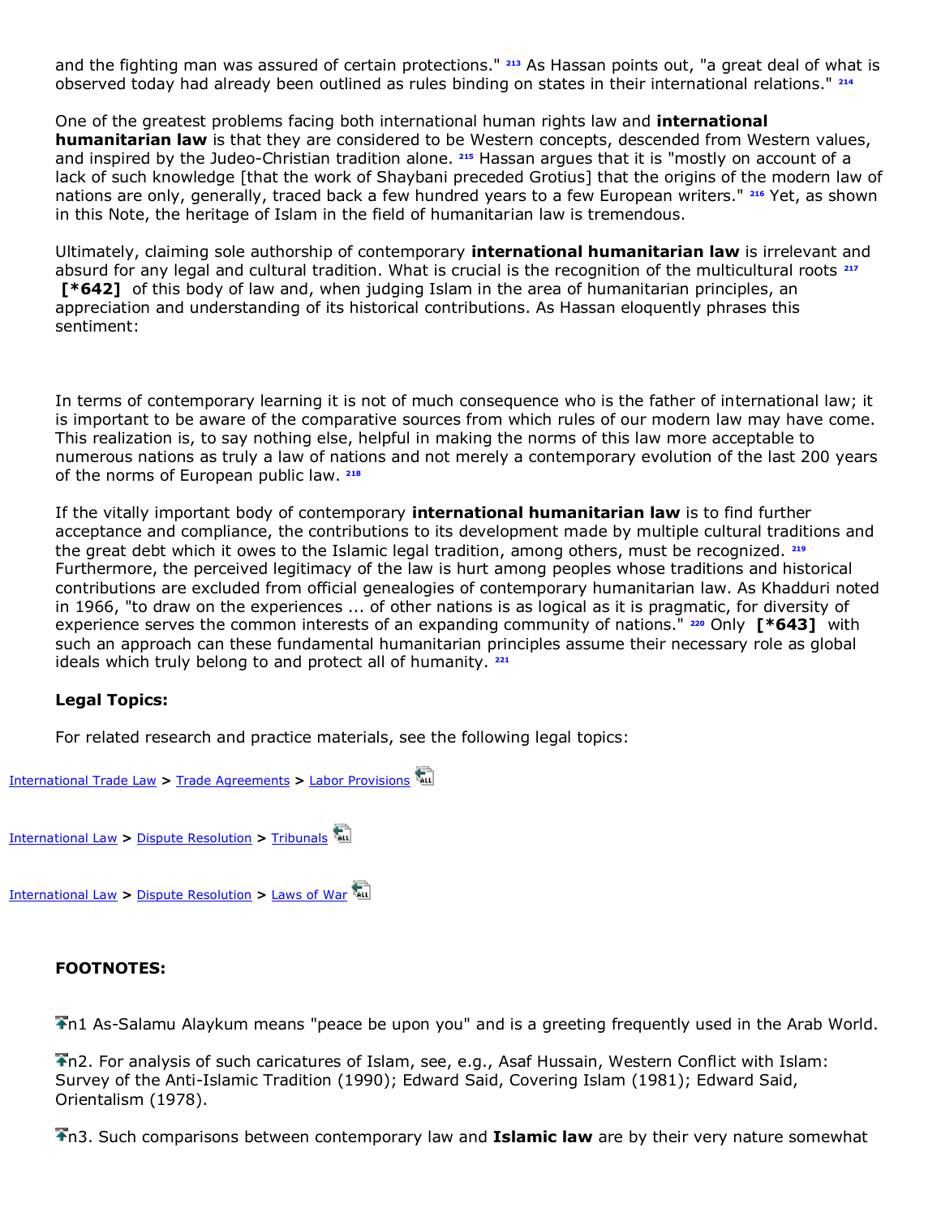and the fighting man was assured of certain protections." [213] As Hassan points out, "a great deal of what is observed today had already been outlined as rules binding on states in their international relations." [214]

One of the greatest problems facing both international human rights law and **international humanitarian law** is that they are considered to be Western concepts, descended from Western values, and inspired by the Judeo-Christian tradition alone. [215] Hassan argues that it is "mostly on account of a lack of such knowledge [that the work of Shaybani preceded Grotius] that the origins of the modern law of nations are only, generally, traced back a few hundred years to a few European writers." [216] Yet, as shown in this Note, the heritage of Islam in the field of humanitarian law is tremendous.

Ultimately, claiming sole authorship of contemporary **international humanitarian law** is irrelevant and absurd for any legal and cultural tradition. What is crucial is the recognition of the multicultural roots [217] **[*642]** of this body of law and, when judging Islam in the area of humanitarian principles, an appreciation and understanding of its historical contributions. As Hassan eloquently phrases this sentiment:

In terms of contemporary learning it is not of much consequence who is the father of international law; it is important to be aware of the comparative sources from which rules of our modern law may have come. This realization is, to say nothing else, helpful in making the norms of this law more acceptable to numerous nations as truly a law of nations and not merely a contemporary evolution of the last 200 years of the norms of European public law. [218]

If the vitally important body of contemporary **international humanitarian law** is to find further acceptance and compliance, the contributions to its development made by multiple cultural traditions and the great debt which it owes to the Islamic legal tradition, among others, must be recognized. [219] Furthermore, the perceived legitimacy of the law is hurt among peoples whose traditions and historical contributions are excluded from official genealogies of contemporary humanitarian law. As Khadduri noted in 1966, "to draw on the experiences ... of other nations is as logical as it is pragmatic, for diversity of experience serves the common interests of an expanding community of nations." [220] Only **[*643]** with such an approach can these fundamental humanitarian principles assume their necessary role as global ideals which truly belong to and protect all of humanity. [221]

**Legal Topics:**

For related research and practice materials, see the following legal topics:

International Trade Law > Trade Agreements > Labor Provisions

International Law > Dispute Resolution > Tribunals

International Law > Dispute Resolution > Laws of War

**FOOTNOTES:**

n1 As-Salamu Alaykum means "peace be upon you" and is a greeting frequently used in the Arab World.

n2. For analysis of such caricatures of Islam, see, e.g., Asaf Hussain, Western Conflict with Islam: Survey of the Anti-Islamic Tradition (1990); Edward Said, Covering Islam (1981); Edward Said, Orientalism (1978).

n3. Such comparisons between contemporary law and **Islamic law** are by their very nature somewhat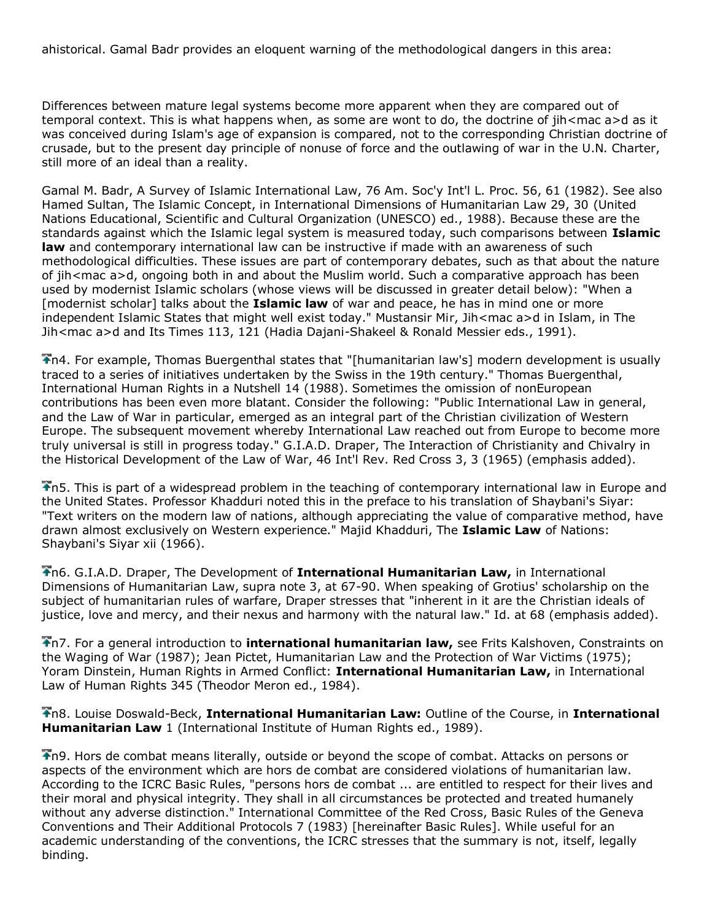ahistorical. Gamal Badr provides an eloquent warning of the methodological dangers in this area:

> Differences between mature legal systems become more apparent when they are compared out of temporal context. This is what happens when, as some are wont to do, the doctrine of jih<mac a>d as it was conceived during Islam's age of expansion is compared, not to the corresponding Christian doctrine of crusade, but to the present day principle of nonuse of force and the outlawing of war in the U.N. Charter, still more of an ideal than a reality.

Gamal M. Badr, A Survey of Islamic International Law, 76 Am. Soc'y Int'l L. Proc. 56, 61 (1982). See also Hamed Sultan, The Islamic Concept, in International Dimensions of Humanitarian Law 29, 30 (United Nations Educational, Scientific and Cultural Organization (UNESCO) ed., 1988). Because these are the standards against which the Islamic legal system is measured today, such comparisons between **Islamic law** and contemporary international law can be instructive if made with an awareness of such methodological difficulties. These issues are part of contemporary debates, such as that about the nature of jih<mac a>d, ongoing both in and about the Muslim world. Such a comparative approach has been used by modernist Islamic scholars (whose views will be discussed in greater detail below): "When a [modernist scholar] talks about the **Islamic law** of war and peace, he has in mind one or more independent Islamic States that might well exist today." Mustansir Mir, Jih<mac a>d in Islam, in The Jih<mac a>d and Its Times 113, 121 (Hadia Dajani-Shakeel & Ronald Messier eds., 1991).

n4. For example, Thomas Buergenthal states that "[humanitarian law's] modern development is usually traced to a series of initiatives undertaken by the Swiss in the 19th century." Thomas Buergenthal, International Human Rights in a Nutshell 14 (1988). Sometimes the omission of nonEuropean contributions has been even more blatant. Consider the following: "Public International Law in general, and the Law of War in particular, emerged as an integral part of the Christian civilization of Western Europe. The subsequent movement whereby International Law reached out from Europe to become more truly universal is still in progress today." G.I.A.D. Draper, The Interaction of Christianity and Chivalry in the Historical Development of the Law of War, 46 Int'l Rev. Red Cross 3, 3 (1965) (emphasis added).

n5. This is part of a widespread problem in the teaching of contemporary international law in Europe and the United States. Professor Khadduri noted this in the preface to his translation of Shaybani's Siyar: "Text writers on the modern law of nations, although appreciating the value of comparative method, have drawn almost exclusively on Western experience." Majid Khadduri, The **Islamic Law** of Nations: Shaybani's Siyar xii (1966).

n6. G.I.A.D. Draper, The Development of **International Humanitarian Law,** in International Dimensions of Humanitarian Law, supra note 3, at 67-90. When speaking of Grotius' scholarship on the subject of humanitarian rules of warfare, Draper stresses that "inherent in it are the Christian ideals of justice, love and mercy, and their nexus and harmony with the natural law." Id. at 68 (emphasis added).

n7. For a general introduction to **international humanitarian law,** see Frits Kalshoven, Constraints on the Waging of War (1987); Jean Pictet, Humanitarian Law and the Protection of War Victims (1975); Yoram Dinstein, Human Rights in Armed Conflict: **International Humanitarian Law,** in International Law of Human Rights 345 (Theodor Meron ed., 1984).

n8. Louise Doswald-Beck, **International Humanitarian Law:** Outline of the Course, in **International Humanitarian Law** 1 (International Institute of Human Rights ed., 1989).

n9. Hors de combat means literally, outside or beyond the scope of combat. Attacks on persons or aspects of the environment which are hors de combat are considered violations of humanitarian law. According to the ICRC Basic Rules, "persons hors de combat ... are entitled to respect for their lives and their moral and physical integrity. They shall in all circumstances be protected and treated humanely without any adverse distinction." International Committee of the Red Cross, Basic Rules of the Geneva Conventions and Their Additional Protocols 7 (1983) [hereinafter Basic Rules]. While useful for an academic understanding of the conventions, the ICRC stresses that the summary is not, itself, legally binding.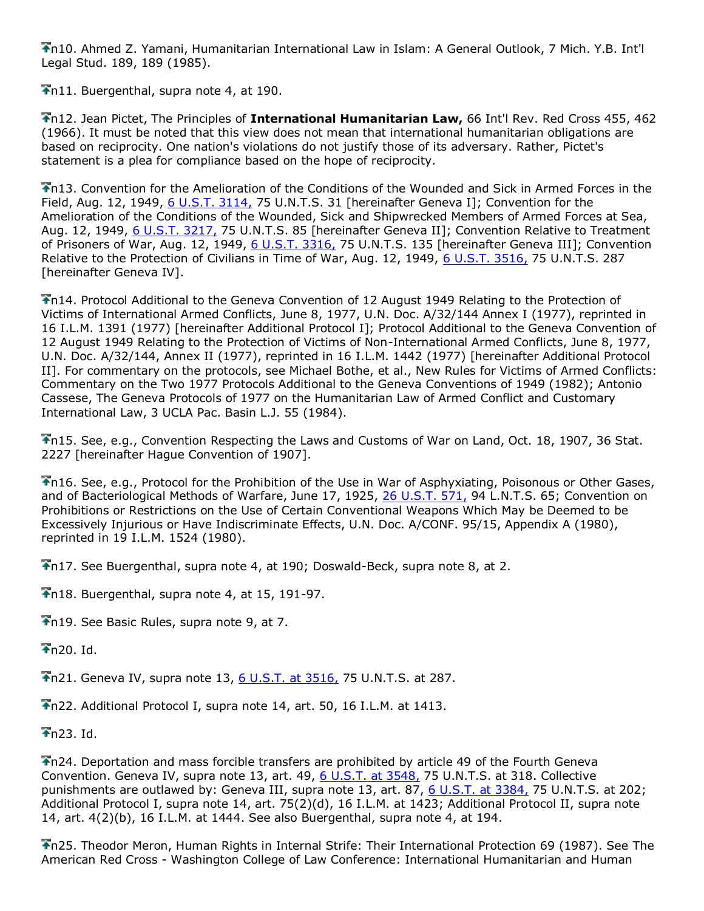n10. Ahmed Z. Yamani, Humanitarian International Law in Islam: A General Outlook, 7 Mich. Y.B. Int'l Legal Stud. 189, 189 (1985).

n11. Buergenthal, supra note 4, at 190.

n12. Jean Pictet, The Principles of **International Humanitarian Law,** 66 Int'l Rev. Red Cross 455, 462 (1966). It must be noted that this view does not mean that international humanitarian obligations are based on reciprocity. One nation's violations do not justify those of its adversary. Rather, Pictet's statement is a plea for compliance based on the hope of reciprocity.

n13. Convention for the Amelioration of the Conditions of the Wounded and Sick in Armed Forces in the Field, Aug. 12, 1949, 6 U.S.T. 3114, 75 U.N.T.S. 31 [hereinafter Geneva I]; Convention for the Amelioration of the Conditions of the Wounded, Sick and Shipwrecked Members of Armed Forces at Sea, Aug. 12, 1949, 6 U.S.T. 3217, 75 U.N.T.S. 85 [hereinafter Geneva II]; Convention Relative to Treatment of Prisoners of War, Aug. 12, 1949, 6 U.S.T. 3316, 75 U.N.T.S. 135 [hereinafter Geneva III]; Convention Relative to the Protection of Civilians in Time of War, Aug. 12, 1949, 6 U.S.T. 3516, 75 U.N.T.S. 287 [hereinafter Geneva IV].

n14. Protocol Additional to the Geneva Convention of 12 August 1949 Relating to the Protection of Victims of International Armed Conflicts, June 8, 1977, U.N. Doc. A/32/144 Annex I (1977), reprinted in 16 I.L.M. 1391 (1977) [hereinafter Additional Protocol I]; Protocol Additional to the Geneva Convention of 12 August 1949 Relating to the Protection of Victims of Non-International Armed Conflicts, June 8, 1977, U.N. Doc. A/32/144, Annex II (1977), reprinted in 16 I.L.M. 1442 (1977) [hereinafter Additional Protocol II]. For commentary on the protocols, see Michael Bothe, et al., New Rules for Victims of Armed Conflicts: Commentary on the Two 1977 Protocols Additional to the Geneva Conventions of 1949 (1982); Antonio Cassese, The Geneva Protocols of 1977 on the Humanitarian Law of Armed Conflict and Customary International Law, 3 UCLA Pac. Basin L.J. 55 (1984).

n15. See, e.g., Convention Respecting the Laws and Customs of War on Land, Oct. 18, 1907, 36 Stat. 2227 [hereinafter Hague Convention of 1907].

n16. See, e.g., Protocol for the Prohibition of the Use in War of Asphyxiating, Poisonous or Other Gases, and of Bacteriological Methods of Warfare, June 17, 1925, 26 U.S.T. 571, 94 L.N.T.S. 65; Convention on Prohibitions or Restrictions on the Use of Certain Conventional Weapons Which May be Deemed to be Excessively Injurious or Have Indiscriminate Effects, U.N. Doc. A/CONF. 95/15, Appendix A (1980), reprinted in 19 I.L.M. 1524 (1980).

n17. See Buergenthal, supra note 4, at 190; Doswald-Beck, supra note 8, at 2.

n18. Buergenthal, supra note 4, at 15, 191-97.

n19. See Basic Rules, supra note 9, at 7.

n20. Id.

n21. Geneva IV, supra note 13, 6 U.S.T. at 3516, 75 U.N.T.S. at 287.

n22. Additional Protocol I, supra note 14, art. 50, 16 I.L.M. at 1413.

n23. Id.

n24. Deportation and mass forcible transfers are prohibited by article 49 of the Fourth Geneva Convention. Geneva IV, supra note 13, art. 49, 6 U.S.T. at 3548, 75 U.N.T.S. at 318. Collective punishments are outlawed by: Geneva III, supra note 13, art. 87, 6 U.S.T. at 3384, 75 U.N.T.S. at 202; Additional Protocol I, supra note 14, art. 75(2)(d), 16 I.L.M. at 1423; Additional Protocol II, supra note 14, art. 4(2)(b), 16 I.L.M. at 1444. See also Buergenthal, supra note 4, at 194.

n25. Theodor Meron, Human Rights in Internal Strife: Their International Protection 69 (1987). See The American Red Cross - Washington College of Law Conference: International Humanitarian and Human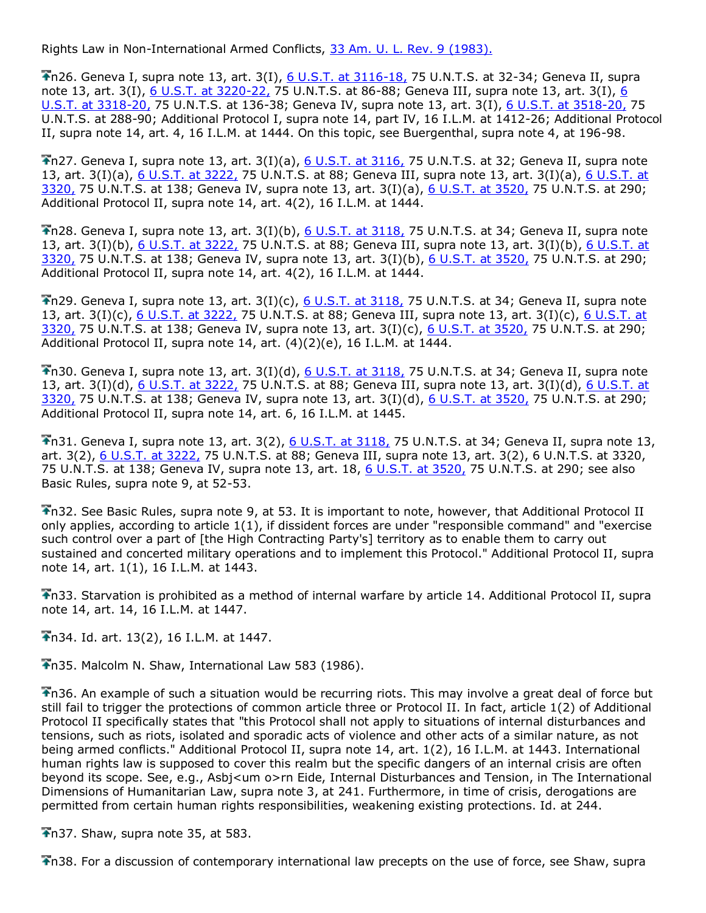Rights Law in Non-International Armed Conflicts, 33 Am. U. L. Rev. 9 (1983).

n26. Geneva I, supra note 13, art. 3(I), 6 U.S.T. at 3116-18, 75 U.N.T.S. at 32-34; Geneva II, supra note 13, art. 3(I), 6 U.S.T. at 3220-22, 75 U.N.T.S. at 86-88; Geneva III, supra note 13, art. 3(I), 6 U.S.T. at 3318-20, 75 U.N.T.S. at 136-38; Geneva IV, supra note 13, art. 3(I), 6 U.S.T. at 3518-20, 75 U.N.T.S. at 288-90; Additional Protocol I, supra note 14, part IV, 16 I.L.M. at 1412-26; Additional Protocol II, supra note 14, art. 4, 16 I.L.M. at 1444. On this topic, see Buergenthal, supra note 4, at 196-98.

n27. Geneva I, supra note 13, art. 3(I)(a), 6 U.S.T. at 3116, 75 U.N.T.S. at 32; Geneva II, supra note 13, art. 3(I)(a), 6 U.S.T. at 3222, 75 U.N.T.S. at 88; Geneva III, supra note 13, art. 3(I)(a), 6 U.S.T. at 3320, 75 U.N.T.S. at 138; Geneva IV, supra note 13, art. 3(I)(a), 6 U.S.T. at 3520, 75 U.N.T.S. at 290; Additional Protocol II, supra note 14, art. 4(2), 16 I.L.M. at 1444.

n28. Geneva I, supra note 13, art. 3(I)(b), 6 U.S.T. at 3118, 75 U.N.T.S. at 34; Geneva II, supra note 13, art. 3(I)(b), 6 U.S.T. at 3222, 75 U.N.T.S. at 88; Geneva III, supra note 13, art. 3(I)(b), 6 U.S.T. at 3320, 75 U.N.T.S. at 138; Geneva IV, supra note 13, art. 3(I)(b), 6 U.S.T. at 3520, 75 U.N.T.S. at 290; Additional Protocol II, supra note 14, art. 4(2), 16 I.L.M. at 1444.

n29. Geneva I, supra note 13, art. 3(I)(c), 6 U.S.T. at 3118, 75 U.N.T.S. at 34; Geneva II, supra note 13, art. 3(I)(c), 6 U.S.T. at 3222, 75 U.N.T.S. at 88; Geneva III, supra note 13, art. 3(I)(c), 6 U.S.T. at 3320, 75 U.N.T.S. at 138; Geneva IV, supra note 13, art. 3(I)(c), 6 U.S.T. at 3520, 75 U.N.T.S. at 290; Additional Protocol II, supra note 14, art. (4)(2)(e), 16 I.L.M. at 1444.

n30. Geneva I, supra note 13, art. 3(I)(d), 6 U.S.T. at 3118, 75 U.N.T.S. at 34; Geneva II, supra note 13, art. 3(I)(d), 6 U.S.T. at 3222, 75 U.N.T.S. at 88; Geneva III, supra note 13, art. 3(I)(d), 6 U.S.T. at 3320, 75 U.N.T.S. at 138; Geneva IV, supra note 13, art. 3(I)(d), 6 U.S.T. at 3520, 75 U.N.T.S. at 290; Additional Protocol II, supra note 14, art. 6, 16 I.L.M. at 1445.

n31. Geneva I, supra note 13, art. 3(2), 6 U.S.T. at 3118, 75 U.N.T.S. at 34; Geneva II, supra note 13, art. 3(2), 6 U.S.T. at 3222, 75 U.N.T.S. at 88; Geneva III, supra note 13, art. 3(2), 6 U.N.T.S. at 3320, 75 U.N.T.S. at 138; Geneva IV, supra note 13, art. 18, 6 U.S.T. at 3520, 75 U.N.T.S. at 290; see also Basic Rules, supra note 9, at 52-53.

n32. See Basic Rules, supra note 9, at 53. It is important to note, however, that Additional Protocol II only applies, according to article 1(1), if dissident forces are under "responsible command" and "exercise such control over a part of [the High Contracting Party's] territory as to enable them to carry out sustained and concerted military operations and to implement this Protocol." Additional Protocol II, supra note 14, art. 1(1), 16 I.L.M. at 1443.

n33. Starvation is prohibited as a method of internal warfare by article 14. Additional Protocol II, supra note 14, art. 14, 16 I.L.M. at 1447.

n34. Id. art. 13(2), 16 I.L.M. at 1447.

n35. Malcolm N. Shaw, International Law 583 (1986).

n36. An example of such a situation would be recurring riots. This may involve a great deal of force but still fail to trigger the protections of common article three or Protocol II. In fact, article 1(2) of Additional Protocol II specifically states that "this Protocol shall not apply to situations of internal disturbances and tensions, such as riots, isolated and sporadic acts of violence and other acts of a similar nature, as not being armed conflicts." Additional Protocol II, supra note 14, art. 1(2), 16 I.L.M. at 1443. International human rights law is supposed to cover this realm but the specific dangers of an internal crisis are often beyond its scope. See, e.g., Asbj<um o>rn Eide, Internal Disturbances and Tension, in The International Dimensions of Humanitarian Law, supra note 3, at 241. Furthermore, in time of crisis, derogations are permitted from certain human rights responsibilities, weakening existing protections. Id. at 244.

n37. Shaw, supra note 35, at 583.

n38. For a discussion of contemporary international law precepts on the use of force, see Shaw, supra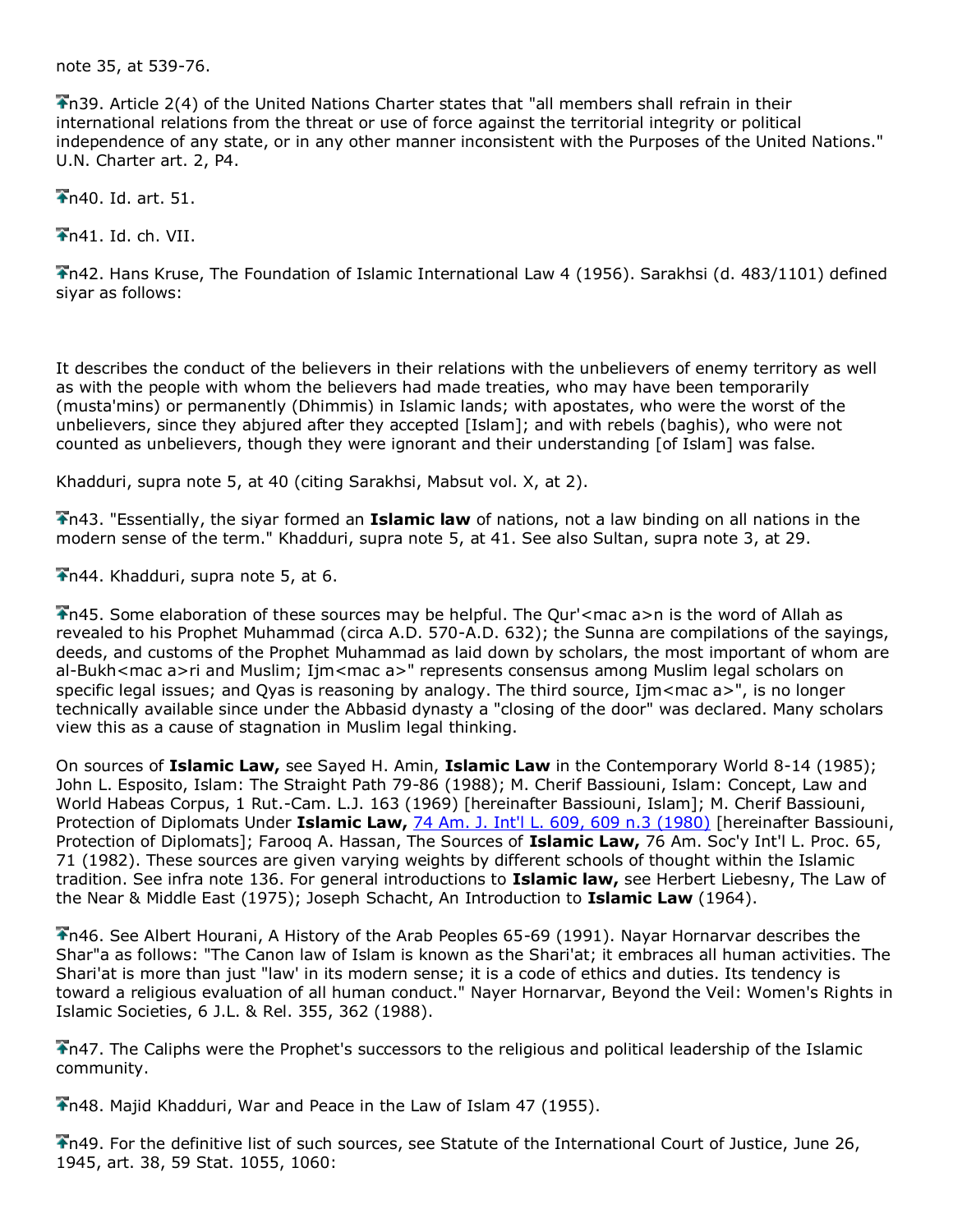note 35, at 539-76.

n39. Article 2(4) of the United Nations Charter states that "all members shall refrain in their international relations from the threat or use of force against the territorial integrity or political independence of any state, or in any other manner inconsistent with the Purposes of the United Nations." U.N. Charter art. 2, P4.

n40. Id. art. 51.

n41. Id. ch. VII.

n42. Hans Kruse, The Foundation of Islamic International Law 4 (1956). Sarakhsi (d. 483/1101) defined siyar as follows:

It describes the conduct of the believers in their relations with the unbelievers of enemy territory as well as with the people with whom the believers had made treaties, who may have been temporarily (musta'mins) or permanently (Dhimmis) in Islamic lands; with apostates, who were the worst of the unbelievers, since they abjured after they accepted [Islam]; and with rebels (baghis), who were not counted as unbelievers, though they were ignorant and their understanding [of Islam] was false.

Khadduri, supra note 5, at 40 (citing Sarakhsi, Mabsut vol. X, at 2).

n43. "Essentially, the siyar formed an **Islamic law** of nations, not a law binding on all nations in the modern sense of the term." Khadduri, supra note 5, at 41. See also Sultan, supra note 3, at 29.

n44. Khadduri, supra note 5, at 6.

n45. Some elaboration of these sources may be helpful. The Qur'<mac a>n is the word of Allah as revealed to his Prophet Muhammad (circa A.D. 570-A.D. 632); the Sunna are compilations of the sayings, deeds, and customs of the Prophet Muhammad as laid down by scholars, the most important of whom are al-Bukh<mac a>ri and Muslim; Ijm<mac a>" represents consensus among Muslim legal scholars on specific legal issues; and Qyas is reasoning by analogy. The third source, Ijm<mac a>", is no longer technically available since under the Abbasid dynasty a "closing of the door" was declared. Many scholars view this as a cause of stagnation in Muslim legal thinking.

On sources of **Islamic Law,** see Sayed H. Amin, **Islamic Law** in the Contemporary World 8-14 (1985); John L. Esposito, Islam: The Straight Path 79-86 (1988); M. Cherif Bassiouni, Islam: Concept, Law and World Habeas Corpus, 1 Rut.-Cam. L.J. 163 (1969) [hereinafter Bassiouni, Islam]; M. Cherif Bassiouni, Protection of Diplomats Under **Islamic Law,** 74 Am. J. Int'l L. 609, 609 n.3 (1980) [hereinafter Bassiouni, Protection of Diplomats]; Farooq A. Hassan, The Sources of **Islamic Law,** 76 Am. Soc'y Int'l L. Proc. 65, 71 (1982). These sources are given varying weights by different schools of thought within the Islamic tradition. See infra note 136. For general introductions to **Islamic law,** see Herbert Liebesny, The Law of the Near & Middle East (1975); Joseph Schacht, An Introduction to **Islamic Law** (1964).

n46. See Albert Hourani, A History of the Arab Peoples 65-69 (1991). Nayar Hornarvar describes the Shar"a as follows: "The Canon law of Islam is known as the Shari'at; it embraces all human activities. The Shari'at is more than just "law' in its modern sense; it is a code of ethics and duties. Its tendency is toward a religious evaluation of all human conduct." Nayer Hornarvar, Beyond the Veil: Women's Rights in Islamic Societies, 6 J.L. & Rel. 355, 362 (1988).

n47. The Caliphs were the Prophet's successors to the religious and political leadership of the Islamic community.

n48. Majid Khadduri, War and Peace in the Law of Islam 47 (1955).

n49. For the definitive list of such sources, see Statute of the International Court of Justice, June 26, 1945, art. 38, 59 Stat. 1055, 1060: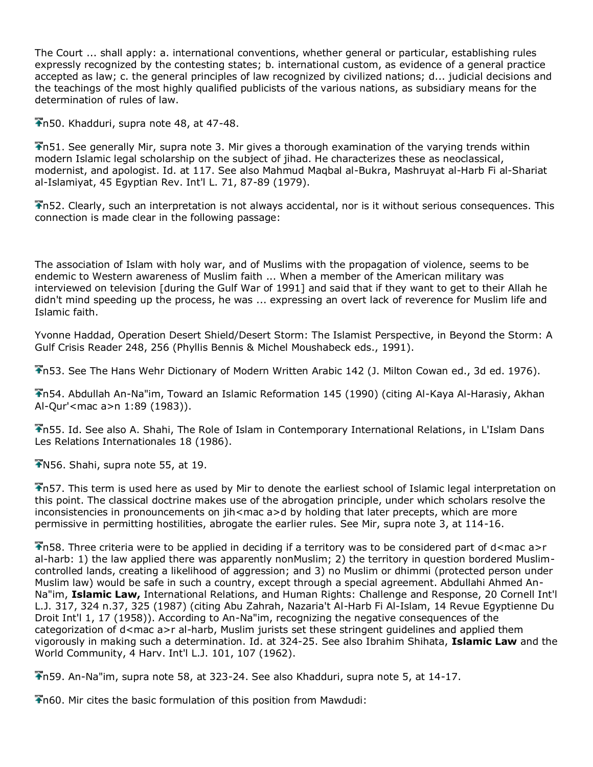The Court ... shall apply: a. international conventions, whether general or particular, establishing rules expressly recognized by the contesting states; b. international custom, as evidence of a general practice accepted as law; c. the general principles of law recognized by civilized nations; d... judicial decisions and the teachings of the most highly qualified publicists of the various nations, as subsidiary means for the determination of rules of law.

n50. Khadduri, supra note 48, at 47-48.

n51. See generally Mir, supra note 3. Mir gives a thorough examination of the varying trends within modern Islamic legal scholarship on the subject of jihad. He characterizes these as neoclassical, modernist, and apologist. Id. at 117. See also Mahmud Maqbal al-Bukra, Mashruyat al-Harb Fi al-Shariat al-Islamiyat, 45 Egyptian Rev. Int'l L. 71, 87-89 (1979).

n52. Clearly, such an interpretation is not always accidental, nor is it without serious consequences. This connection is made clear in the following passage:

The association of Islam with holy war, and of Muslims with the propagation of violence, seems to be endemic to Western awareness of Muslim faith ... When a member of the American military was interviewed on television [during the Gulf War of 1991] and said that if they want to get to their Allah he didn't mind speeding up the process, he was ... expressing an overt lack of reverence for Muslim life and Islamic faith.

Yvonne Haddad, Operation Desert Shield/Desert Storm: The Islamist Perspective, in Beyond the Storm: A Gulf Crisis Reader 248, 256 (Phyllis Bennis & Michel Moushabeck eds., 1991).

n53. See The Hans Wehr Dictionary of Modern Written Arabic 142 (J. Milton Cowan ed., 3d ed. 1976).

n54. Abdullah An-Na"im, Toward an Islamic Reformation 145 (1990) (citing Al-Kaya Al-Harasiy, Akhan Al-Qur'<mac a>n 1:89 (1983)).

n55. Id. See also A. Shahi, The Role of Islam in Contemporary International Relations, in L'Islam Dans Les Relations Internationales 18 (1986).

N56. Shahi, supra note 55, at 19.

n57. This term is used here as used by Mir to denote the earliest school of Islamic legal interpretation on this point. The classical doctrine makes use of the abrogation principle, under which scholars resolve the inconsistencies in pronouncements on jih<mac a>d by holding that later precepts, which are more permissive in permitting hostilities, abrogate the earlier rules. See Mir, supra note 3, at 114-16.

n58. Three criteria were to be applied in deciding if a territory was to be considered part of d<mac a>r al-harb: 1) the law applied there was apparently nonMuslim; 2) the territory in question bordered Muslim-controlled lands, creating a likelihood of aggression; and 3) no Muslim or dhimmi (protected person under Muslim law) would be safe in such a country, except through a special agreement. Abdullahi Ahmed An-Na"im, **Islamic Law,** International Relations, and Human Rights: Challenge and Response, 20 Cornell Int'l L.J. 317, 324 n.37, 325 (1987) (citing Abu Zahrah, Nazaria't Al-Harb Fi Al-Islam, 14 Revue Egyptienne Du Droit Int'l 1, 17 (1958)). According to An-Na"im, recognizing the negative consequences of the categorization of d<mac a>r al-harb, Muslim jurists set these stringent guidelines and applied them vigorously in making such a determination. Id. at 324-25. See also Ibrahim Shihata, **Islamic Law** and the World Community, 4 Harv. Int'l L.J. 101, 107 (1962).

n59. An-Na"im, supra note 58, at 323-24. See also Khadduri, supra note 5, at 14-17.

n60. Mir cites the basic formulation of this position from Mawdudi: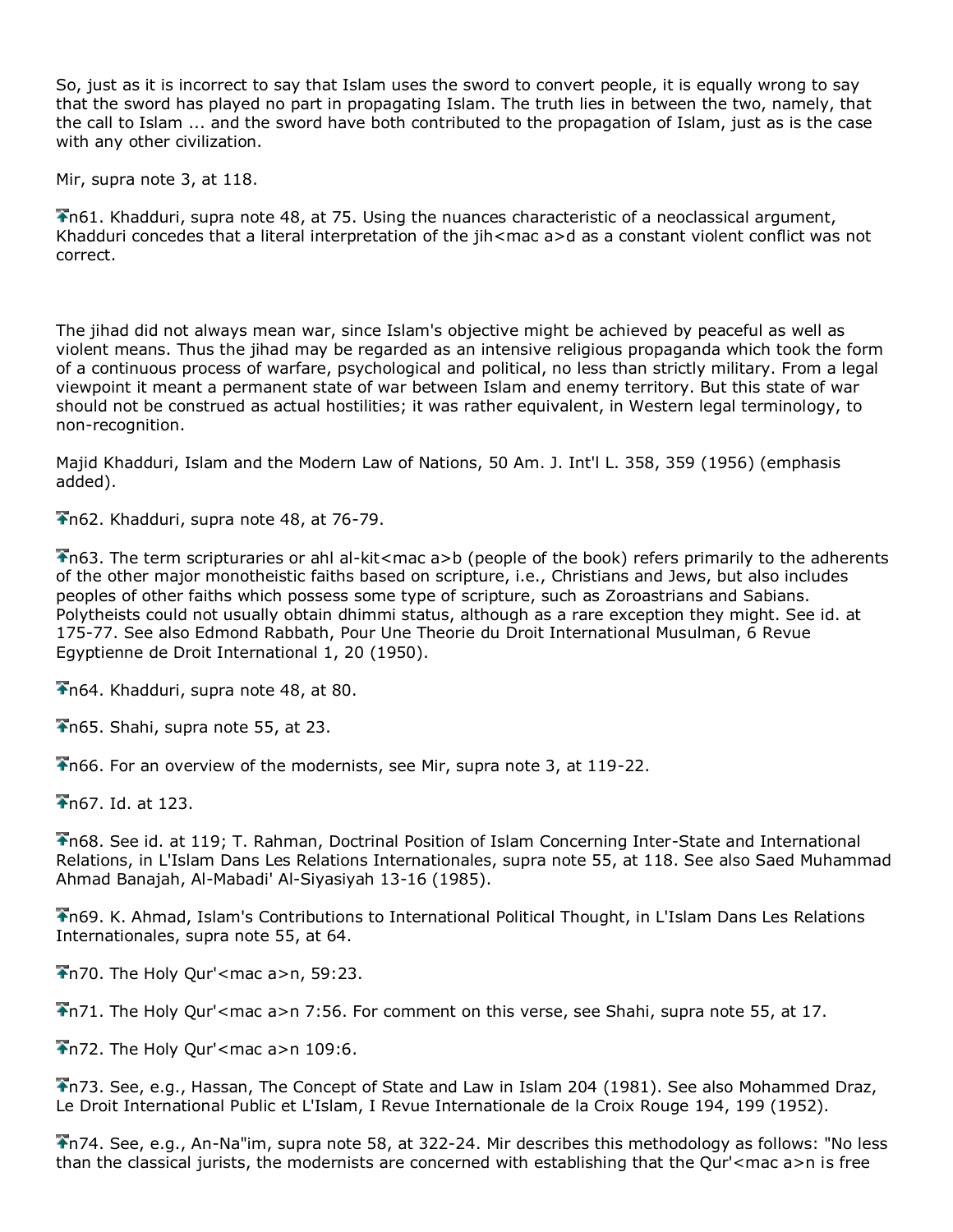So, just as it is incorrect to say that Islam uses the sword to convert people, it is equally wrong to say that the sword has played no part in propagating Islam. The truth lies in between the two, namely, that the call to Islam ... and the sword have both contributed to the propagation of Islam, just as is the case with any other civilization.

Mir, supra note 3, at 118.

n61. Khadduri, supra note 48, at 75. Using the nuances characteristic of a neoclassical argument, Khadduri concedes that a literal interpretation of the jih<mac a>d as a constant violent conflict was not correct.

The jihad did not always mean war, since Islam's objective might be achieved by peaceful as well as violent means. Thus the jihad may be regarded as an intensive religious propaganda which took the form of a continuous process of warfare, psychological and political, no less than strictly military. From a legal viewpoint it meant a permanent state of war between Islam and enemy territory. But this state of war should not be construed as actual hostilities; it was rather equivalent, in Western legal terminology, to non-recognition.

Majid Khadduri, Islam and the Modern Law of Nations, 50 Am. J. Int'l L. 358, 359 (1956) (emphasis added).

n62. Khadduri, supra note 48, at 76-79.

n63. The term scripturaries or ahl al-kit<mac a>b (people of the book) refers primarily to the adherents of the other major monotheistic faiths based on scripture, i.e., Christians and Jews, but also includes peoples of other faiths which possess some type of scripture, such as Zoroastrians and Sabians. Polytheists could not usually obtain dhimmi status, although as a rare exception they might. See id. at 175-77. See also Edmond Rabbath, Pour Une Theorie du Droit International Musulman, 6 Revue Egyptienne de Droit International 1, 20 (1950).

n64. Khadduri, supra note 48, at 80.

n65. Shahi, supra note 55, at 23.

n66. For an overview of the modernists, see Mir, supra note 3, at 119-22.

n67. Id. at 123.

n68. See id. at 119; T. Rahman, Doctrinal Position of Islam Concerning Inter-State and International Relations, in L'Islam Dans Les Relations Internationales, supra note 55, at 118. See also Saed Muhammad Ahmad Banajah, Al-Mabadi' Al-Siyasiyah 13-16 (1985).

n69. K. Ahmad, Islam's Contributions to International Political Thought, in L'Islam Dans Les Relations Internationales, supra note 55, at 64.

n70. The Holy Qur'<mac a>n, 59:23.

n71. The Holy Qur'<mac a>n 7:56. For comment on this verse, see Shahi, supra note 55, at 17.

n72. The Holy Qur'<mac a>n 109:6.

n73. See, e.g., Hassan, The Concept of State and Law in Islam 204 (1981). See also Mohammed Draz, Le Droit International Public et L'Islam, I Revue Internationale de la Croix Rouge 194, 199 (1952).

n74. See, e.g., An-Na"im, supra note 58, at 322-24. Mir describes this methodology as follows: "No less than the classical jurists, the modernists are concerned with establishing that the Qur'<mac a>n is free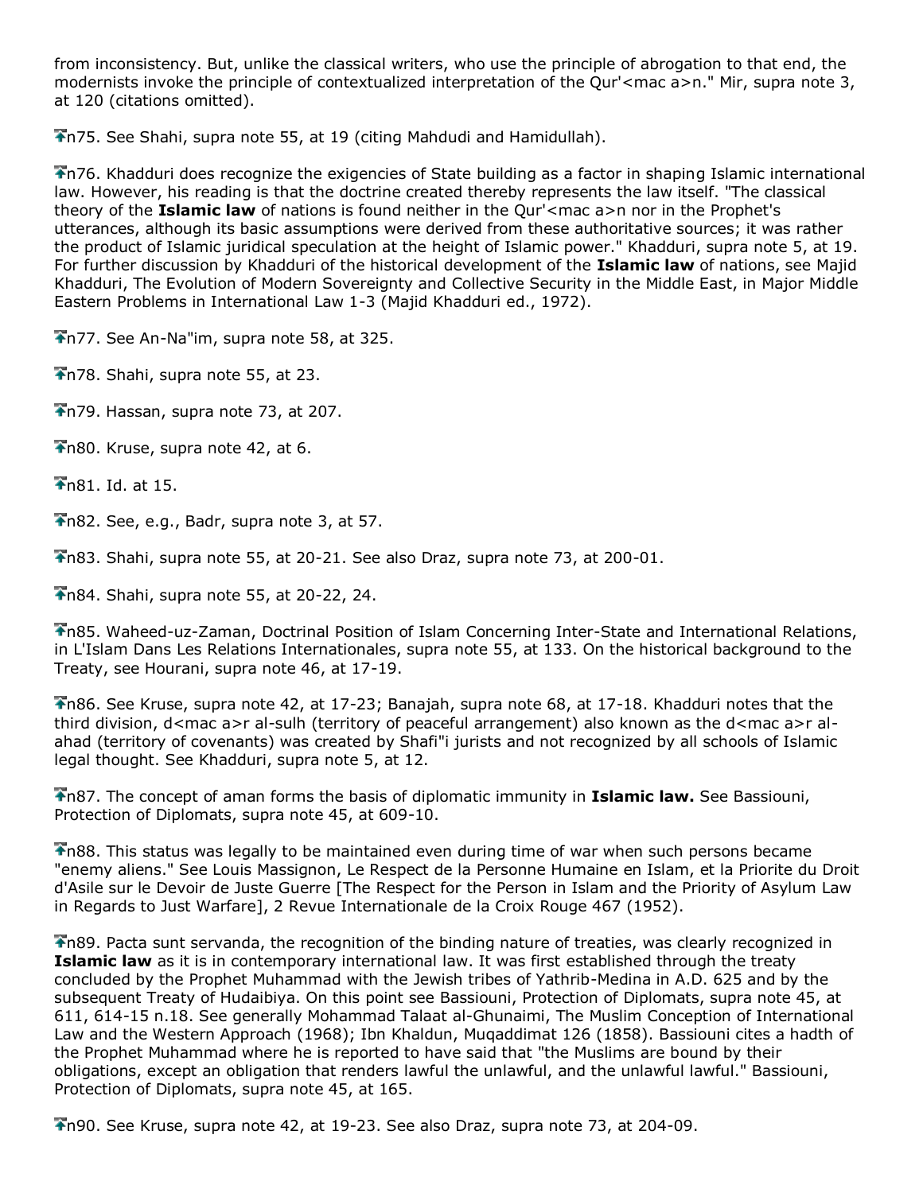from inconsistency. But, unlike the classical writers, who use the principle of abrogation to that end, the modernists invoke the principle of contextualized interpretation of the Qur'<mac a>n." Mir, supra note 3, at 120 (citations omitted).

n75. See Shahi, supra note 55, at 19 (citing Mahdudi and Hamidullah).

n76. Khadduri does recognize the exigencies of State building as a factor in shaping Islamic international law. However, his reading is that the doctrine created thereby represents the law itself. "The classical theory of the **Islamic law** of nations is found neither in the Qur'<mac a>n nor in the Prophet's utterances, although its basic assumptions were derived from these authoritative sources; it was rather the product of Islamic juridical speculation at the height of Islamic power." Khadduri, supra note 5, at 19. For further discussion by Khadduri of the historical development of the **Islamic law** of nations, see Majid Khadduri, The Evolution of Modern Sovereignty and Collective Security in the Middle East, in Major Middle Eastern Problems in International Law 1-3 (Majid Khadduri ed., 1972).

n77. See An-Na"im, supra note 58, at 325.

n78. Shahi, supra note 55, at 23.

n79. Hassan, supra note 73, at 207.

n80. Kruse, supra note 42, at 6.

n81. Id. at 15.

n82. See, e.g., Badr, supra note 3, at 57.

n83. Shahi, supra note 55, at 20-21. See also Draz, supra note 73, at 200-01.

n84. Shahi, supra note 55, at 20-22, 24.

n85. Waheed-uz-Zaman, Doctrinal Position of Islam Concerning Inter-State and International Relations, in L'Islam Dans Les Relations Internationales, supra note 55, at 133. On the historical background to the Treaty, see Hourani, supra note 46, at 17-19.

n86. See Kruse, supra note 42, at 17-23; Banajah, supra note 68, at 17-18. Khadduri notes that the third division, d<mac a>r al-sulh (territory of peaceful arrangement) also known as the d<mac a>r al-ahad (territory of covenants) was created by Shafi"i jurists and not recognized by all schools of Islamic legal thought. See Khadduri, supra note 5, at 12.

n87. The concept of aman forms the basis of diplomatic immunity in **Islamic law.** See Bassiouni, Protection of Diplomats, supra note 45, at 609-10.

n88. This status was legally to be maintained even during time of war when such persons became "enemy aliens." See Louis Massignon, Le Respect de la Personne Humaine en Islam, et la Priorite du Droit d'Asile sur le Devoir de Juste Guerre [The Respect for the Person in Islam and the Priority of Asylum Law in Regards to Just Warfare], 2 Revue Internationale de la Croix Rouge 467 (1952).

n89. Pacta sunt servanda, the recognition of the binding nature of treaties, was clearly recognized in **Islamic law** as it is in contemporary international law. It was first established through the treaty concluded by the Prophet Muhammad with the Jewish tribes of Yathrib-Medina in A.D. 625 and by the subsequent Treaty of Hudaibiya. On this point see Bassiouni, Protection of Diplomats, supra note 45, at 611, 614-15 n.18. See generally Mohammad Talaat al-Ghunaimi, The Muslim Conception of International Law and the Western Approach (1968); Ibn Khaldun, Muqaddimat 126 (1858). Bassiouni cites a hadth of the Prophet Muhammad where he is reported to have said that "the Muslims are bound by their obligations, except an obligation that renders lawful the unlawful, and the unlawful lawful." Bassiouni, Protection of Diplomats, supra note 45, at 165.

n90. See Kruse, supra note 42, at 19-23. See also Draz, supra note 73, at 204-09.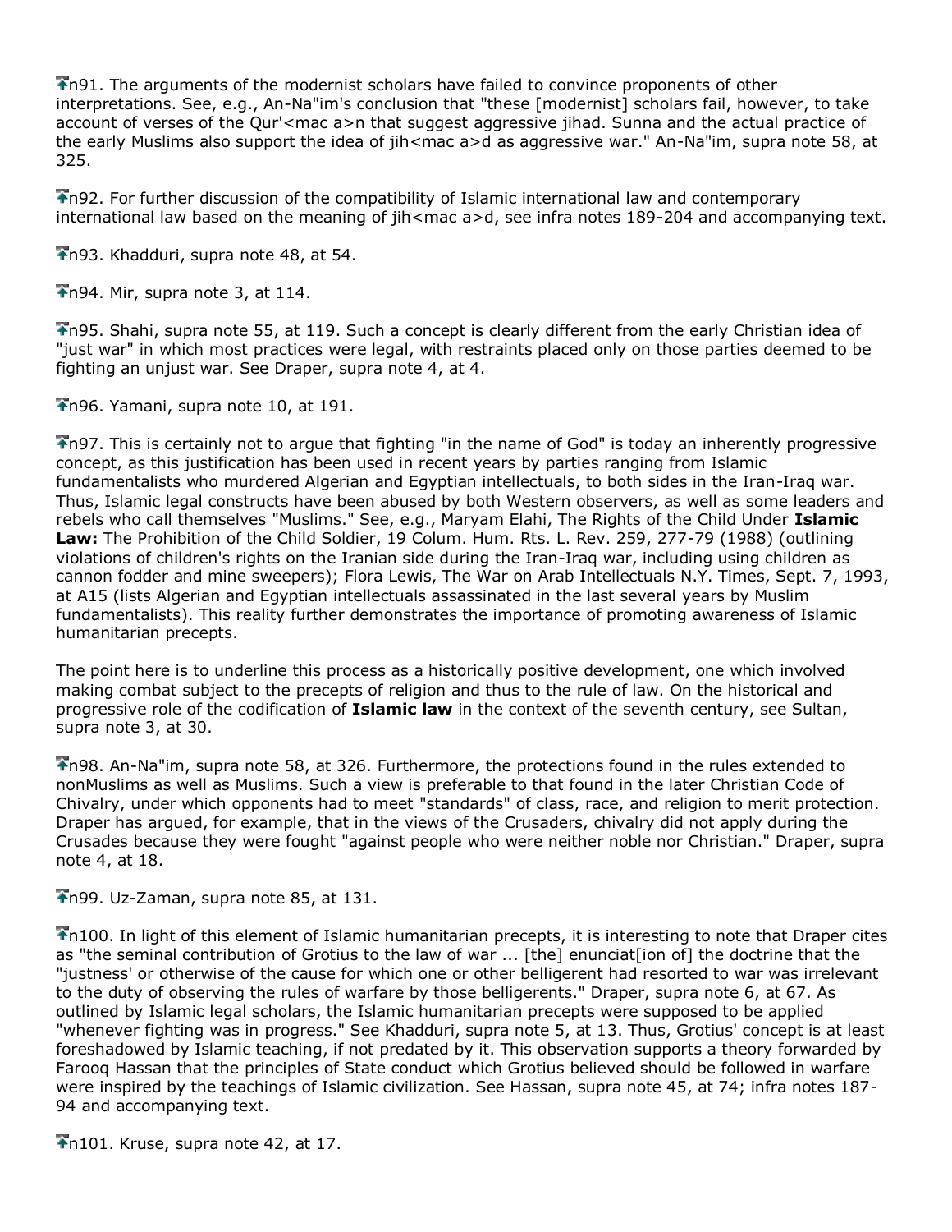n91. The arguments of the modernist scholars have failed to convince proponents of other interpretations. See, e.g., An-Na"im's conclusion that "these [modernist] scholars fail, however, to take account of verses of the Qur'<mac a>n that suggest aggressive jihad. Sunna and the actual practice of the early Muslims also support the idea of jih<mac a>d as aggressive war." An-Na"im, supra note 58, at 325.

n92. For further discussion of the compatibility of Islamic international law and contemporary international law based on the meaning of jih<mac a>d, see infra notes 189-204 and accompanying text.

n93. Khadduri, supra note 48, at 54.

n94. Mir, supra note 3, at 114.

n95. Shahi, supra note 55, at 119. Such a concept is clearly different from the early Christian idea of "just war" in which most practices were legal, with restraints placed only on those parties deemed to be fighting an unjust war. See Draper, supra note 4, at 4.

n96. Yamani, supra note 10, at 191.

n97. This is certainly not to argue that fighting "in the name of God" is today an inherently progressive concept, as this justification has been used in recent years by parties ranging from Islamic fundamentalists who murdered Algerian and Egyptian intellectuals, to both sides in the Iran-Iraq war. Thus, Islamic legal constructs have been abused by both Western observers, as well as some leaders and rebels who call themselves "Muslims." See, e.g., Maryam Elahi, The Rights of the Child Under **Islamic Law:** The Prohibition of the Child Soldier, 19 Colum. Hum. Rts. L. Rev. 259, 277-79 (1988) (outlining violations of children's rights on the Iranian side during the Iran-Iraq war, including using children as cannon fodder and mine sweepers); Flora Lewis, The War on Arab Intellectuals N.Y. Times, Sept. 7, 1993, at A15 (lists Algerian and Egyptian intellectuals assassinated in the last several years by Muslim fundamentalists). This reality further demonstrates the importance of promoting awareness of Islamic humanitarian precepts.

The point here is to underline this process as a historically positive development, one which involved making combat subject to the precepts of religion and thus to the rule of law. On the historical and progressive role of the codification of **Islamic law** in the context of the seventh century, see Sultan, supra note 3, at 30.

n98. An-Na"im, supra note 58, at 326. Furthermore, the protections found in the rules extended to nonMuslims as well as Muslims. Such a view is preferable to that found in the later Christian Code of Chivalry, under which opponents had to meet "standards" of class, race, and religion to merit protection. Draper has argued, for example, that in the views of the Crusaders, chivalry did not apply during the Crusades because they were fought "against people who were neither noble nor Christian." Draper, supra note 4, at 18.

n99. Uz-Zaman, supra note 85, at 131.

n100. In light of this element of Islamic humanitarian precepts, it is interesting to note that Draper cites as "the seminal contribution of Grotius to the law of war ... [the] enunciat[ion of] the doctrine that the "justness' or otherwise of the cause for which one or other belligerent had resorted to war was irrelevant to the duty of observing the rules of warfare by those belligerents." Draper, supra note 6, at 67. As outlined by Islamic legal scholars, the Islamic humanitarian precepts were supposed to be applied "whenever fighting was in progress." See Khadduri, supra note 5, at 13. Thus, Grotius' concept is at least foreshadowed by Islamic teaching, if not predated by it. This observation supports a theory forwarded by Farooq Hassan that the principles of State conduct which Grotius believed should be followed in warfare were inspired by the teachings of Islamic civilization. See Hassan, supra note 45, at 74; infra notes 187-94 and accompanying text.

n101. Kruse, supra note 42, at 17.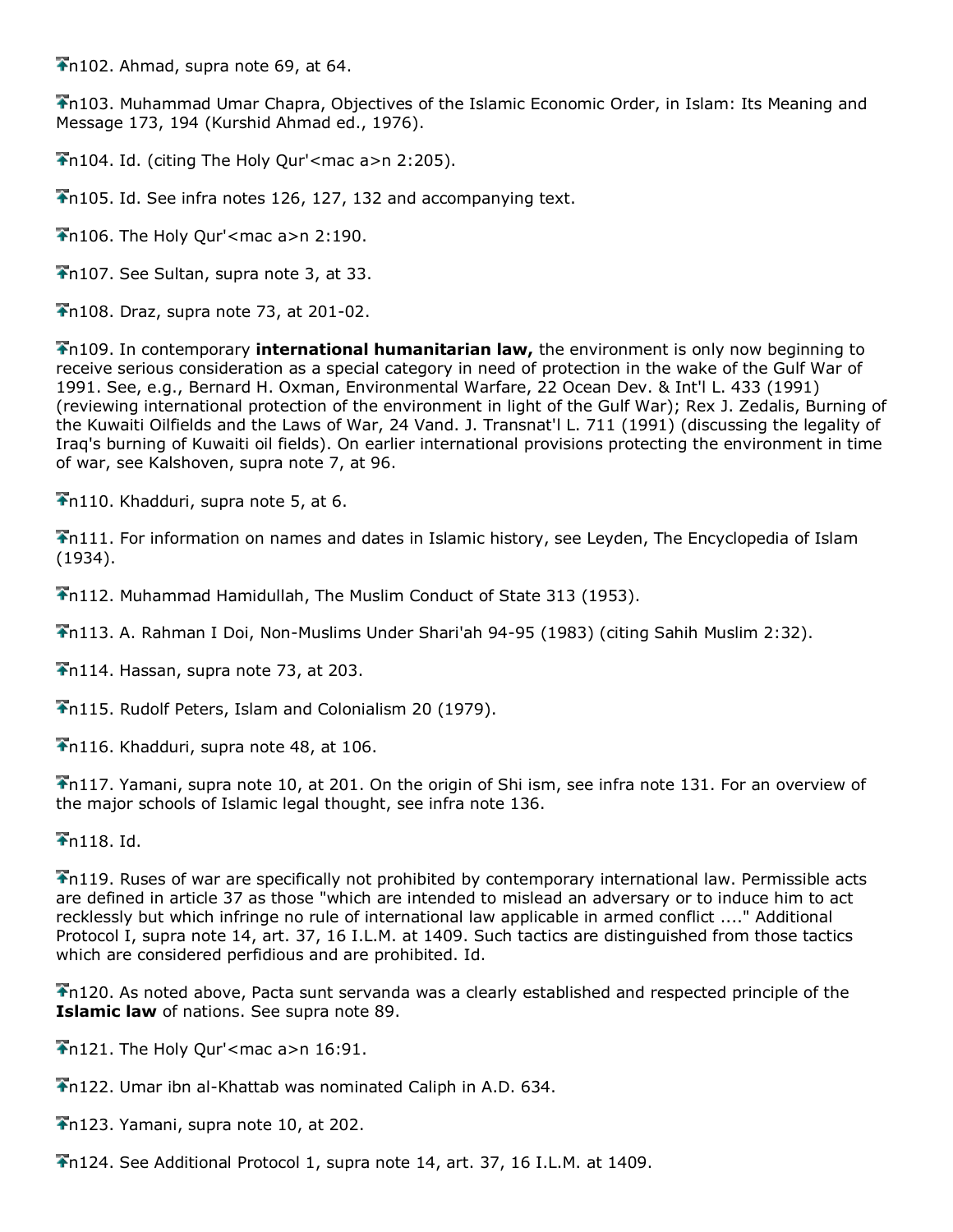n102. Ahmad, supra note 69, at 64.

n103. Muhammad Umar Chapra, Objectives of the Islamic Economic Order, in Islam: Its Meaning and Message 173, 194 (Kurshid Ahmad ed., 1976).

n104. Id. (citing The Holy Qur'<mac a>n 2:205).

n105. Id. See infra notes 126, 127, 132 and accompanying text.

n106. The Holy Qur'<mac a>n 2:190.

n107. See Sultan, supra note 3, at 33.

n108. Draz, supra note 73, at 201-02.

n109. In contemporary **international humanitarian law,** the environment is only now beginning to receive serious consideration as a special category in need of protection in the wake of the Gulf War of 1991. See, e.g., Bernard H. Oxman, Environmental Warfare, 22 Ocean Dev. & Int'l L. 433 (1991) (reviewing international protection of the environment in light of the Gulf War); Rex J. Zedalis, Burning of the Kuwaiti Oilfields and the Laws of War, 24 Vand. J. Transnat'l L. 711 (1991) (discussing the legality of Iraq's burning of Kuwaiti oil fields). On earlier international provisions protecting the environment in time of war, see Kalshoven, supra note 7, at 96.

n110. Khadduri, supra note 5, at 6.

n111. For information on names and dates in Islamic history, see Leyden, The Encyclopedia of Islam (1934).

n112. Muhammad Hamidullah, The Muslim Conduct of State 313 (1953).

n113. A. Rahman I Doi, Non-Muslims Under Shari'ah 94-95 (1983) (citing Sahih Muslim 2:32).

n114. Hassan, supra note 73, at 203.

n115. Rudolf Peters, Islam and Colonialism 20 (1979).

n116. Khadduri, supra note 48, at 106.

n117. Yamani, supra note 10, at 201. On the origin of Shi ism, see infra note 131. For an overview of the major schools of Islamic legal thought, see infra note 136.

n118. Id.

n119. Ruses of war are specifically not prohibited by contemporary international law. Permissible acts are defined in article 37 as those "which are intended to mislead an adversary or to induce him to act recklessly but which infringe no rule of international law applicable in armed conflict ...." Additional Protocol I, supra note 14, art. 37, 16 I.L.M. at 1409. Such tactics are distinguished from those tactics which are considered perfidious and are prohibited. Id.

n120. As noted above, Pacta sunt servanda was a clearly established and respected principle of the **Islamic law** of nations. See supra note 89.

n121. The Holy Qur'<mac a>n 16:91.

n122. Umar ibn al-Khattab was nominated Caliph in A.D. 634.

n123. Yamani, supra note 10, at 202.

n124. See Additional Protocol 1, supra note 14, art. 37, 16 I.L.M. at 1409.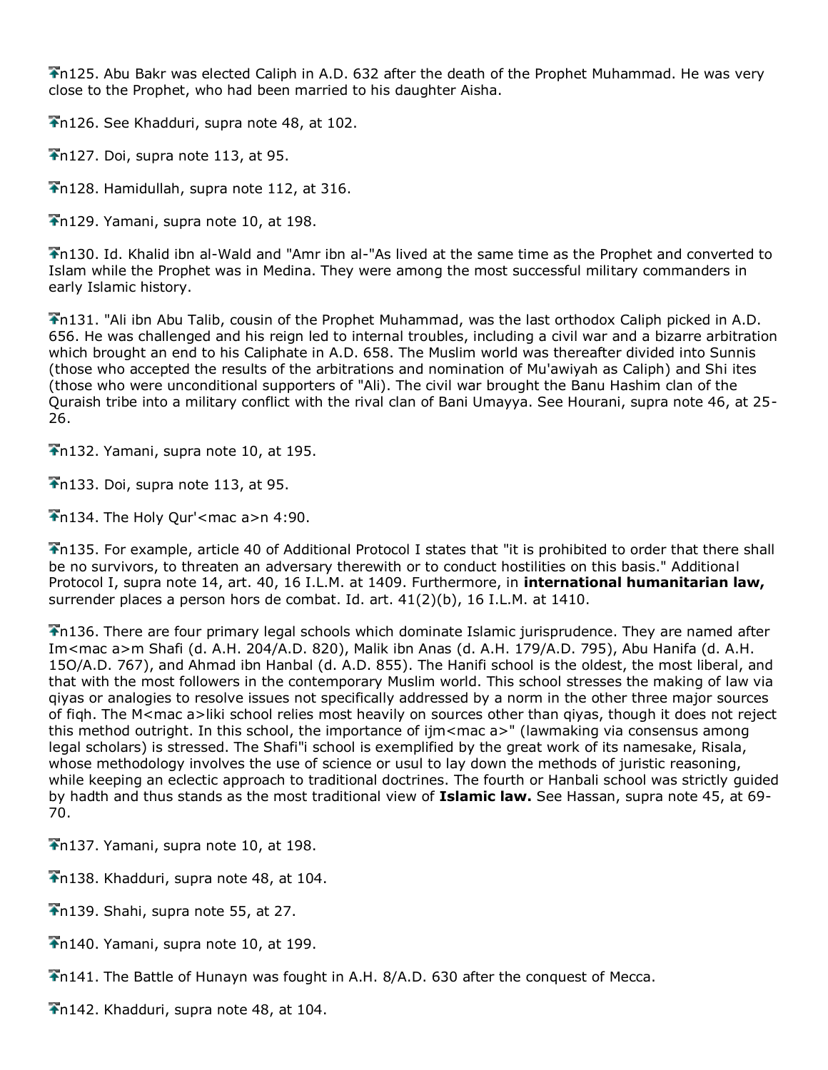n125. Abu Bakr was elected Caliph in A.D. 632 after the death of the Prophet Muhammad. He was very close to the Prophet, who had been married to his daughter Aisha.

n126. See Khadduri, supra note 48, at 102.

n127. Doi, supra note 113, at 95.

n128. Hamidullah, supra note 112, at 316.

n129. Yamani, supra note 10, at 198.

n130. Id. Khalid ibn al-Wald and "Amr ibn al-"As lived at the same time as the Prophet and converted to Islam while the Prophet was in Medina. They were among the most successful military commanders in early Islamic history.

n131. "Ali ibn Abu Talib, cousin of the Prophet Muhammad, was the last orthodox Caliph picked in A.D. 656. He was challenged and his reign led to internal troubles, including a civil war and a bizarre arbitration which brought an end to his Caliphate in A.D. 658. The Muslim world was thereafter divided into Sunnis (those who accepted the results of the arbitrations and nomination of Mu'awiyah as Caliph) and Shi ites (those who were unconditional supporters of "Ali). The civil war brought the Banu Hashim clan of the Quraish tribe into a military conflict with the rival clan of Bani Umayya. See Hourani, supra note 46, at 25-26.

n132. Yamani, supra note 10, at 195.

n133. Doi, supra note 113, at 95.

n134. The Holy Qur'<mac a>n 4:90.

n135. For example, article 40 of Additional Protocol I states that "it is prohibited to order that there shall be no survivors, to threaten an adversary therewith or to conduct hostilities on this basis." Additional Protocol I, supra note 14, art. 40, 16 I.L.M. at 1409. Furthermore, in **international humanitarian law,** surrender places a person hors de combat. Id. art. 41(2)(b), 16 I.L.M. at 1410.

n136. There are four primary legal schools which dominate Islamic jurisprudence. They are named after Im<mac a>m Shafi (d. A.H. 204/A.D. 820), Malik ibn Anas (d. A.H. 179/A.D. 795), Abu Hanifa (d. A.H. 15O/A.D. 767), and Ahmad ibn Hanbal (d. A.D. 855). The Hanifi school is the oldest, the most liberal, and that with the most followers in the contemporary Muslim world. This school stresses the making of law via qiyas or analogies to resolve issues not specifically addressed by a norm in the other three major sources of fiqh. The M<mac a>liki school relies most heavily on sources other than qiyas, though it does not reject this method outright. In this school, the importance of ijm<mac a>" (lawmaking via consensus among legal scholars) is stressed. The Shafi"i school is exemplified by the great work of its namesake, Risala, whose methodology involves the use of science or usul to lay down the methods of juristic reasoning, while keeping an eclectic approach to traditional doctrines. The fourth or Hanbali school was strictly guided by hadth and thus stands as the most traditional view of **Islamic law.** See Hassan, supra note 45, at 69-70.

n137. Yamani, supra note 10, at 198.

n138. Khadduri, supra note 48, at 104.

n139. Shahi, supra note 55, at 27.

n140. Yamani, supra note 10, at 199.

n141. The Battle of Hunayn was fought in A.H. 8/A.D. 630 after the conquest of Mecca.

n142. Khadduri, supra note 48, at 104.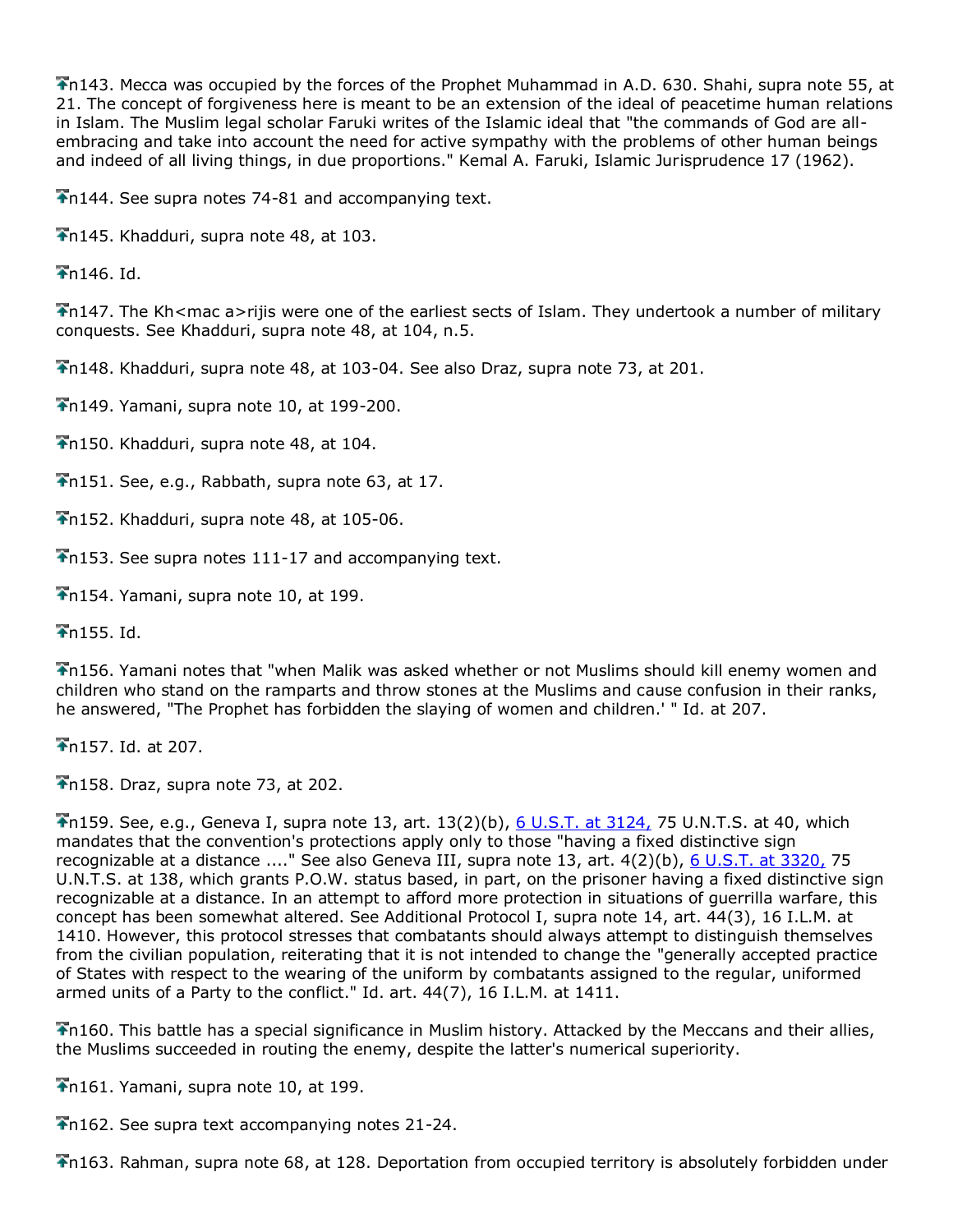n143. Mecca was occupied by the forces of the Prophet Muhammad in A.D. 630. Shahi, supra note 55, at 21. The concept of forgiveness here is meant to be an extension of the ideal of peacetime human relations in Islam. The Muslim legal scholar Faruki writes of the Islamic ideal that "the commands of God are all-embracing and take into account the need for active sympathy with the problems of other human beings and indeed of all living things, in due proportions." Kemal A. Faruki, Islamic Jurisprudence 17 (1962).

n144. See supra notes 74-81 and accompanying text.

n145. Khadduri, supra note 48, at 103.

n146. Id.

n147. The Kh<mac a>rijis were one of the earliest sects of Islam. They undertook a number of military conquests. See Khadduri, supra note 48, at 104, n.5.

n148. Khadduri, supra note 48, at 103-04. See also Draz, supra note 73, at 201.

n149. Yamani, supra note 10, at 199-200.

n150. Khadduri, supra note 48, at 104.

n151. See, e.g., Rabbath, supra note 63, at 17.

n152. Khadduri, supra note 48, at 105-06.

n153. See supra notes 111-17 and accompanying text.

n154. Yamani, supra note 10, at 199.

n155. Id.

n156. Yamani notes that "when Malik was asked whether or not Muslims should kill enemy women and children who stand on the ramparts and throw stones at the Muslims and cause confusion in their ranks, he answered, "The Prophet has forbidden the slaying of women and children.' " Id. at 207.

n157. Id. at 207.

n158. Draz, supra note 73, at 202.

n159. See, e.g., Geneva I, supra note 13, art. 13(2)(b), 6 U.S.T. at 3124, 75 U.N.T.S. at 40, which mandates that the convention's protections apply only to those "having a fixed distinctive sign recognizable at a distance ...." See also Geneva III, supra note 13, art. 4(2)(b), 6 U.S.T. at 3320, 75 U.N.T.S. at 138, which grants P.O.W. status based, in part, on the prisoner having a fixed distinctive sign recognizable at a distance. In an attempt to afford more protection in situations of guerrilla warfare, this concept has been somewhat altered. See Additional Protocol I, supra note 14, art. 44(3), 16 I.L.M. at 1410. However, this protocol stresses that combatants should always attempt to distinguish themselves from the civilian population, reiterating that it is not intended to change the "generally accepted practice of States with respect to the wearing of the uniform by combatants assigned to the regular, uniformed armed units of a Party to the conflict." Id. art. 44(7), 16 I.L.M. at 1411.

n160. This battle has a special significance in Muslim history. Attacked by the Meccans and their allies, the Muslims succeeded in routing the enemy, despite the latter's numerical superiority.

n161. Yamani, supra note 10, at 199.

n162. See supra text accompanying notes 21-24.

n163. Rahman, supra note 68, at 128. Deportation from occupied territory is absolutely forbidden under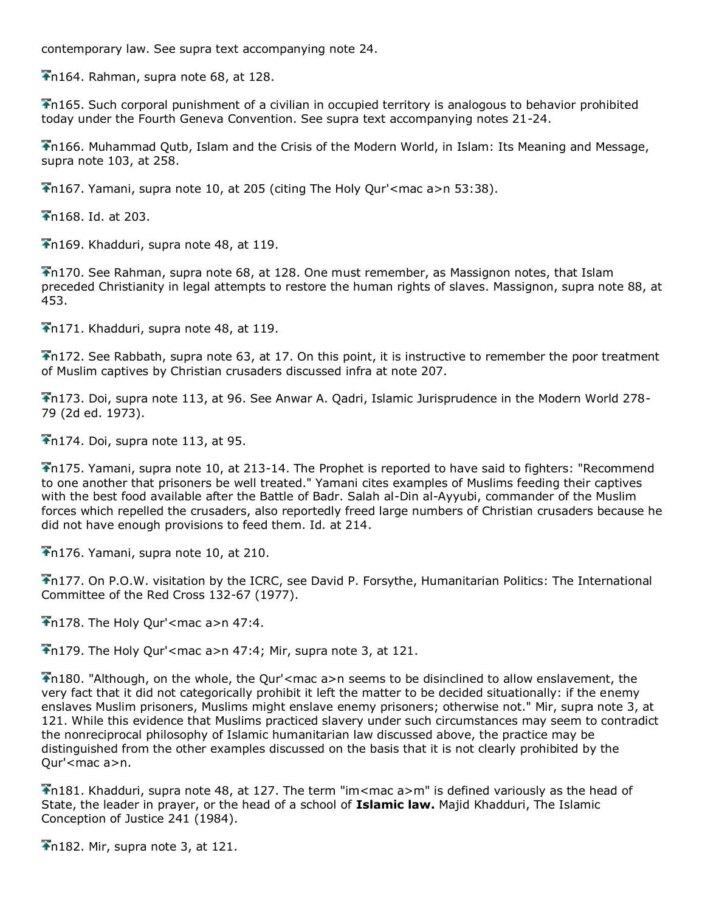contemporary law. See supra text accompanying note 24.

n164. Rahman, supra note 68, at 128.

n165. Such corporal punishment of a civilian in occupied territory is analogous to behavior prohibited today under the Fourth Geneva Convention. See supra text accompanying notes 21-24.

n166. Muhammad Qutb, Islam and the Crisis of the Modern World, in Islam: Its Meaning and Message, supra note 103, at 258.

n167. Yamani, supra note 10, at 205 (citing The Holy Qur'<mac a>n 53:38).

n168. Id. at 203.

n169. Khadduri, supra note 48, at 119.

n170. See Rahman, supra note 68, at 128. One must remember, as Massignon notes, that Islam preceded Christianity in legal attempts to restore the human rights of slaves. Massignon, supra note 88, at 453.

n171. Khadduri, supra note 48, at 119.

n172. See Rabbath, supra note 63, at 17. On this point, it is instructive to remember the poor treatment of Muslim captives by Christian crusaders discussed infra at note 207.

n173. Doi, supra note 113, at 96. See Anwar A. Qadri, Islamic Jurisprudence in the Modern World 278-79 (2d ed. 1973).

n174. Doi, supra note 113, at 95.

n175. Yamani, supra note 10, at 213-14. The Prophet is reported to have said to fighters: "Recommend to one another that prisoners be well treated." Yamani cites examples of Muslims feeding their captives with the best food available after the Battle of Badr. Salah al-Din al-Ayyubi, commander of the Muslim forces which repelled the crusaders, also reportedly freed large numbers of Christian crusaders because he did not have enough provisions to feed them. Id. at 214.

n176. Yamani, supra note 10, at 210.

n177. On P.O.W. visitation by the ICRC, see David P. Forsythe, Humanitarian Politics: The International Committee of the Red Cross 132-67 (1977).

n178. The Holy Qur'<mac a>n 47:4.

n179. The Holy Qur'<mac a>n 47:4; Mir, supra note 3, at 121.

n180. "Although, on the whole, the Qur'<mac a>n seems to be disinclined to allow enslavement, the very fact that it did not categorically prohibit it left the matter to be decided situationally: if the enemy enslaves Muslim prisoners, Muslims might enslave enemy prisoners; otherwise not." Mir, supra note 3, at 121. While this evidence that Muslims practiced slavery under such circumstances may seem to contradict the nonreciprocal philosophy of Islamic humanitarian law discussed above, the practice may be distinguished from the other examples discussed on the basis that it is not clearly prohibited by the Qur'<mac a>n.

n181. Khadduri, supra note 48, at 127. The term "im<mac a>m" is defined variously as the head of State, the leader in prayer, or the head of a school of **Islamic law.** Majid Khadduri, The Islamic Conception of Justice 241 (1984).

n182. Mir, supra note 3, at 121.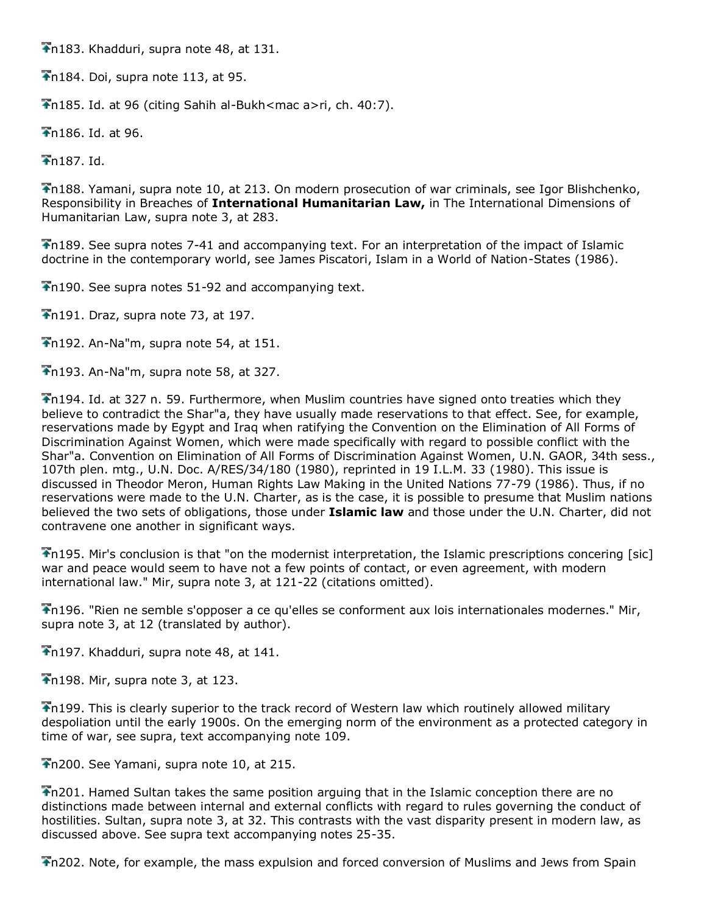n183. Khadduri, supra note 48, at 131.

n184. Doi, supra note 113, at 95.

n185. Id. at 96 (citing Sahih al-Bukh<mac a>ri, ch. 40:7).

n186. Id. at 96.

n187. Id.

n188. Yamani, supra note 10, at 213. On modern prosecution of war criminals, see Igor Blishchenko, Responsibility in Breaches of **International Humanitarian Law,** in The International Dimensions of Humanitarian Law, supra note 3, at 283.

n189. See supra notes 7-41 and accompanying text. For an interpretation of the impact of Islamic doctrine in the contemporary world, see James Piscatori, Islam in a World of Nation-States (1986).

n190. See supra notes 51-92 and accompanying text.

n191. Draz, supra note 73, at 197.

n192. An-Na"m, supra note 54, at 151.

n193. An-Na"m, supra note 58, at 327.

n194. Id. at 327 n. 59. Furthermore, when Muslim countries have signed onto treaties which they believe to contradict the Shar"a, they have usually made reservations to that effect. See, for example, reservations made by Egypt and Iraq when ratifying the Convention on the Elimination of All Forms of Discrimination Against Women, which were made specifically with regard to possible conflict with the Shar"a. Convention on Elimination of All Forms of Discrimination Against Women, U.N. GAOR, 34th sess., 107th plen. mtg., U.N. Doc. A/RES/34/180 (1980), reprinted in 19 I.L.M. 33 (1980). This issue is discussed in Theodor Meron, Human Rights Law Making in the United Nations 77-79 (1986). Thus, if no reservations were made to the U.N. Charter, as is the case, it is possible to presume that Muslim nations believed the two sets of obligations, those under **Islamic law** and those under the U.N. Charter, did not contravene one another in significant ways.

n195. Mir's conclusion is that "on the modernist interpretation, the Islamic prescriptions concering [sic] war and peace would seem to have not a few points of contact, or even agreement, with modern international law." Mir, supra note 3, at 121-22 (citations omitted).

n196. "Rien ne semble s'opposer a ce qu'elles se conforment aux lois internationales modernes." Mir, supra note 3, at 12 (translated by author).

n197. Khadduri, supra note 48, at 141.

n198. Mir, supra note 3, at 123.

n199. This is clearly superior to the track record of Western law which routinely allowed military despoliation until the early 1900s. On the emerging norm of the environment as a protected category in time of war, see supra, text accompanying note 109.

n200. See Yamani, supra note 10, at 215.

n201. Hamed Sultan takes the same position arguing that in the Islamic conception there are no distinctions made between internal and external conflicts with regard to rules governing the conduct of hostilities. Sultan, supra note 3, at 32. This contrasts with the vast disparity present in modern law, as discussed above. See supra text accompanying notes 25-35.

n202. Note, for example, the mass expulsion and forced conversion of Muslims and Jews from Spain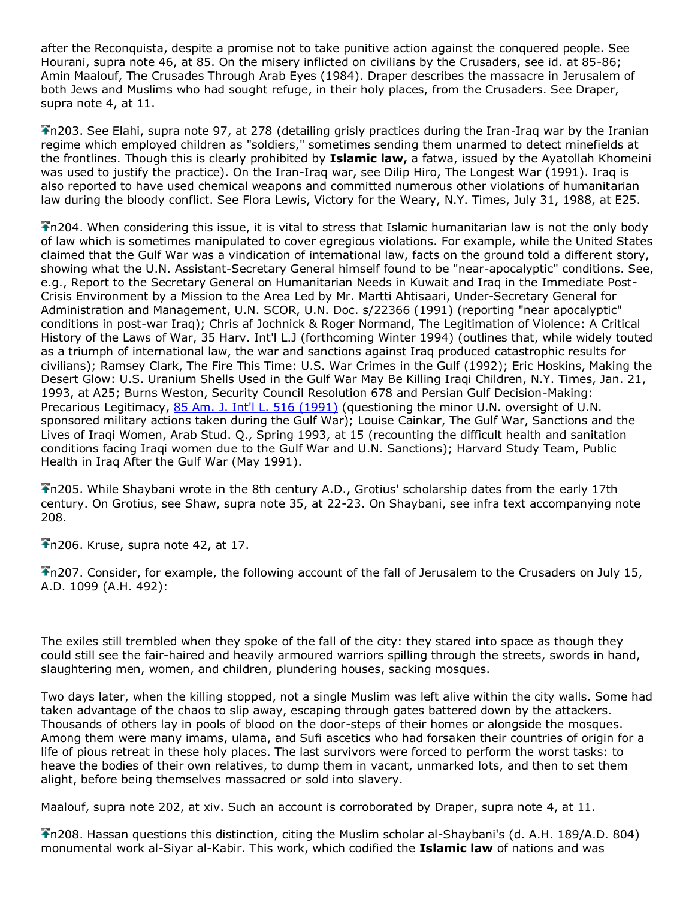after the Reconquista, despite a promise not to take punitive action against the conquered people. See Hourani, supra note 46, at 85. On the misery inflicted on civilians by the Crusaders, see id. at 85-86; Amin Maalouf, The Crusades Through Arab Eyes (1984). Draper describes the massacre in Jerusalem of both Jews and Muslims who had sought refuge, in their holy places, from the Crusaders. See Draper, supra note 4, at 11.

n203. See Elahi, supra note 97, at 278 (detailing grisly practices during the Iran-Iraq war by the Iranian regime which employed children as "soldiers," sometimes sending them unarmed to detect minefields at the frontlines. Though this is clearly prohibited by **Islamic law,** a fatwa, issued by the Ayatollah Khomeini was used to justify the practice). On the Iran-Iraq war, see Dilip Hiro, The Longest War (1991). Iraq is also reported to have used chemical weapons and committed numerous other violations of humanitarian law during the bloody conflict. See Flora Lewis, Victory for the Weary, N.Y. Times, July 31, 1988, at E25.

n204. When considering this issue, it is vital to stress that Islamic humanitarian law is not the only body of law which is sometimes manipulated to cover egregious violations. For example, while the United States claimed that the Gulf War was a vindication of international law, facts on the ground told a different story, showing what the U.N. Assistant-Secretary General himself found to be "near-apocalyptic" conditions. See, e.g., Report to the Secretary General on Humanitarian Needs in Kuwait and Iraq in the Immediate Post-Crisis Environment by a Mission to the Area Led by Mr. Martti Ahtisaari, Under-Secretary General for Administration and Management, U.N. SCOR, U.N. Doc. s/22366 (1991) (reporting "near apocalyptic" conditions in post-war Iraq); Chris af Jochnick & Roger Normand, The Legitimation of Violence: A Critical History of the Laws of War, 35 Harv. Int'l L.J (forthcoming Winter 1994) (outlines that, while widely touted as a triumph of international law, the war and sanctions against Iraq produced catastrophic results for civilians); Ramsey Clark, The Fire This Time: U.S. War Crimes in the Gulf (1992); Eric Hoskins, Making the Desert Glow: U.S. Uranium Shells Used in the Gulf War May Be Killing Iraqi Children, N.Y. Times, Jan. 21, 1993, at A25; Burns Weston, Security Council Resolution 678 and Persian Gulf Decision-Making: Precarious Legitimacy, 85 Am. J. Int'l L. 516 (1991) (questioning the minor U.N. oversight of U.N. sponsored military actions taken during the Gulf War); Louise Cainkar, The Gulf War, Sanctions and the Lives of Iraqi Women, Arab Stud. Q., Spring 1993, at 15 (recounting the difficult health and sanitation conditions facing Iraqi women due to the Gulf War and U.N. Sanctions); Harvard Study Team, Public Health in Iraq After the Gulf War (May 1991).

n205. While Shaybani wrote in the 8th century A.D., Grotius' scholarship dates from the early 17th century. On Grotius, see Shaw, supra note 35, at 22-23. On Shaybani, see infra text accompanying note 208.

n206. Kruse, supra note 42, at 17.

n207. Consider, for example, the following account of the fall of Jerusalem to the Crusaders on July 15, A.D. 1099 (A.H. 492):

The exiles still trembled when they spoke of the fall of the city: they stared into space as though they could still see the fair-haired and heavily armoured warriors spilling through the streets, swords in hand, slaughtering men, women, and children, plundering houses, sacking mosques.

Two days later, when the killing stopped, not a single Muslim was left alive within the city walls. Some had taken advantage of the chaos to slip away, escaping through gates battered down by the attackers. Thousands of others lay in pools of blood on the door-steps of their homes or alongside the mosques. Among them were many imams, ulama, and Sufi ascetics who had forsaken their countries of origin for a life of pious retreat in these holy places. The last survivors were forced to perform the worst tasks: to heave the bodies of their own relatives, to dump them in vacant, unmarked lots, and then to set them alight, before being themselves massacred or sold into slavery.

Maalouf, supra note 202, at xiv. Such an account is corroborated by Draper, supra note 4, at 11.

n208. Hassan questions this distinction, citing the Muslim scholar al-Shaybani's (d. A.H. 189/A.D. 804) monumental work al-Siyar al-Kabir. This work, which codified the **Islamic law** of nations and was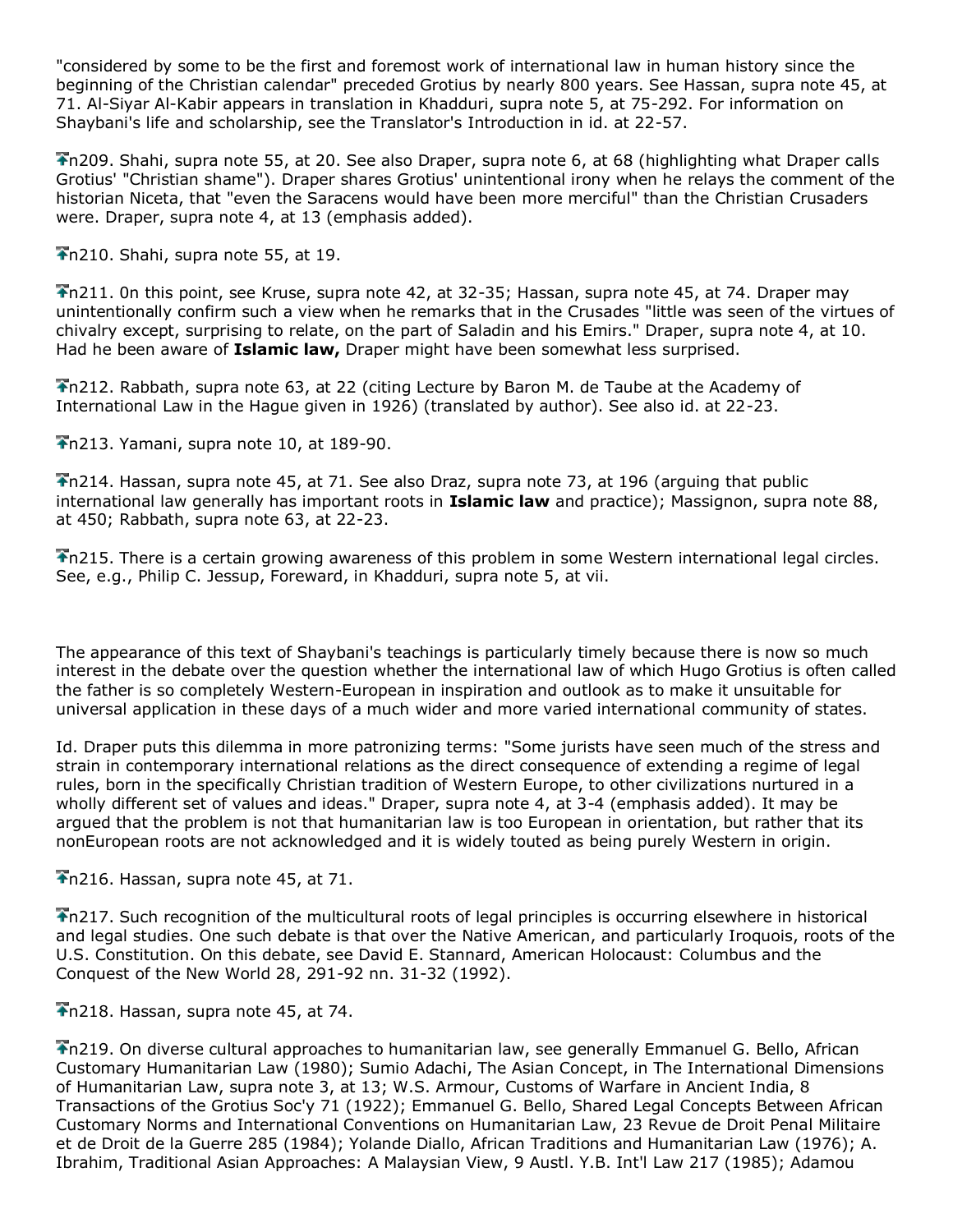"considered by some to be the first and foremost work of international law in human history since the beginning of the Christian calendar" preceded Grotius by nearly 800 years. See Hassan, supra note 45, at 71. Al-Siyar Al-Kabir appears in translation in Khadduri, supra note 5, at 75-292. For information on Shaybani's life and scholarship, see the Translator's Introduction in id. at 22-57.

n209. Shahi, supra note 55, at 20. See also Draper, supra note 6, at 68 (highlighting what Draper calls Grotius' "Christian shame"). Draper shares Grotius' unintentional irony when he relays the comment of the historian Niceta, that "even the Saracens would have been more merciful" than the Christian Crusaders were. Draper, supra note 4, at 13 (emphasis added).

n210. Shahi, supra note 55, at 19.

n211. 0n this point, see Kruse, supra note 42, at 32-35; Hassan, supra note 45, at 74. Draper may unintentionally confirm such a view when he remarks that in the Crusades "little was seen of the virtues of chivalry except, surprising to relate, on the part of Saladin and his Emirs." Draper, supra note 4, at 10. Had he been aware of **Islamic law,** Draper might have been somewhat less surprised.

n212. Rabbath, supra note 63, at 22 (citing Lecture by Baron M. de Taube at the Academy of International Law in the Hague given in 1926) (translated by author). See also id. at 22-23.

n213. Yamani, supra note 10, at 189-90.

n214. Hassan, supra note 45, at 71. See also Draz, supra note 73, at 196 (arguing that public international law generally has important roots in **Islamic law** and practice); Massignon, supra note 88, at 450; Rabbath, supra note 63, at 22-23.

n215. There is a certain growing awareness of this problem in some Western international legal circles. See, e.g., Philip C. Jessup, Foreward, in Khadduri, supra note 5, at vii.

The appearance of this text of Shaybani's teachings is particularly timely because there is now so much interest in the debate over the question whether the international law of which Hugo Grotius is often called the father is so completely Western-European in inspiration and outlook as to make it unsuitable for universal application in these days of a much wider and more varied international community of states.

Id. Draper puts this dilemma in more patronizing terms: "Some jurists have seen much of the stress and strain in contemporary international relations as the direct consequence of extending a regime of legal rules, born in the specifically Christian tradition of Western Europe, to other civilizations nurtured in a wholly different set of values and ideas." Draper, supra note 4, at 3-4 (emphasis added). It may be argued that the problem is not that humanitarian law is too European in orientation, but rather that its nonEuropean roots are not acknowledged and it is widely touted as being purely Western in origin.

n216. Hassan, supra note 45, at 71.

n217. Such recognition of the multicultural roots of legal principles is occurring elsewhere in historical and legal studies. One such debate is that over the Native American, and particularly Iroquois, roots of the U.S. Constitution. On this debate, see David E. Stannard, American Holocaust: Columbus and the Conquest of the New World 28, 291-92 nn. 31-32 (1992).

n218. Hassan, supra note 45, at 74.

n219. On diverse cultural approaches to humanitarian law, see generally Emmanuel G. Bello, African Customary Humanitarian Law (1980); Sumio Adachi, The Asian Concept, in The International Dimensions of Humanitarian Law, supra note 3, at 13; W.S. Armour, Customs of Warfare in Ancient India, 8 Transactions of the Grotius Soc'y 71 (1922); Emmanuel G. Bello, Shared Legal Concepts Between African Customary Norms and International Conventions on Humanitarian Law, 23 Revue de Droit Penal Militaire et de Droit de la Guerre 285 (1984); Yolande Diallo, African Traditions and Humanitarian Law (1976); A. Ibrahim, Traditional Asian Approaches: A Malaysian View, 9 Austl. Y.B. Int'l Law 217 (1985); Adamou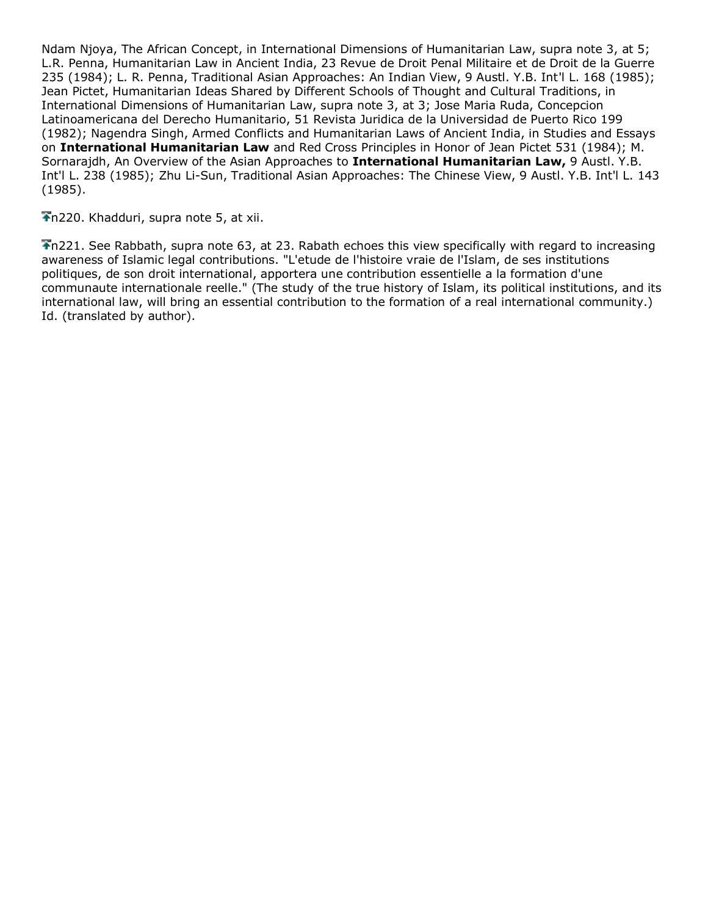Ndam Njoya, The African Concept, in International Dimensions of Humanitarian Law, supra note 3, at 5; L.R. Penna, Humanitarian Law in Ancient India, 23 Revue de Droit Penal Militaire et de Droit de la Guerre 235 (1984); L. R. Penna, Traditional Asian Approaches: An Indian View, 9 Austl. Y.B. Int'l L. 168 (1985); Jean Pictet, Humanitarian Ideas Shared by Different Schools of Thought and Cultural Traditions, in International Dimensions of Humanitarian Law, supra note 3, at 3; Jose Maria Ruda, Concepcion Latinoamericana del Derecho Humanitario, 51 Revista Juridica de la Universidad de Puerto Rico 199 (1982); Nagendra Singh, Armed Conflicts and Humanitarian Laws of Ancient India, in Studies and Essays on **International Humanitarian Law** and Red Cross Principles in Honor of Jean Pictet 531 (1984); M. Sornarajdh, An Overview of the Asian Approaches to **International Humanitarian Law,** 9 Austl. Y.B. Int'l L. 238 (1985); Zhu Li-Sun, Traditional Asian Approaches: The Chinese View, 9 Austl. Y.B. Int'l L. 143 (1985).

n220. Khadduri, supra note 5, at xii.

n221. See Rabbath, supra note 63, at 23. Rabath echoes this view specifically with regard to increasing awareness of Islamic legal contributions. "L'etude de l'histoire vraie de l'Islam, de ses institutions politiques, de son droit international, apportera une contribution essentielle a la formation d'une communaute internationale reelle." (The study of the true history of Islam, its political institutions, and its international law, will bring an essential contribution to the formation of a real international community.) Id. (translated by author).